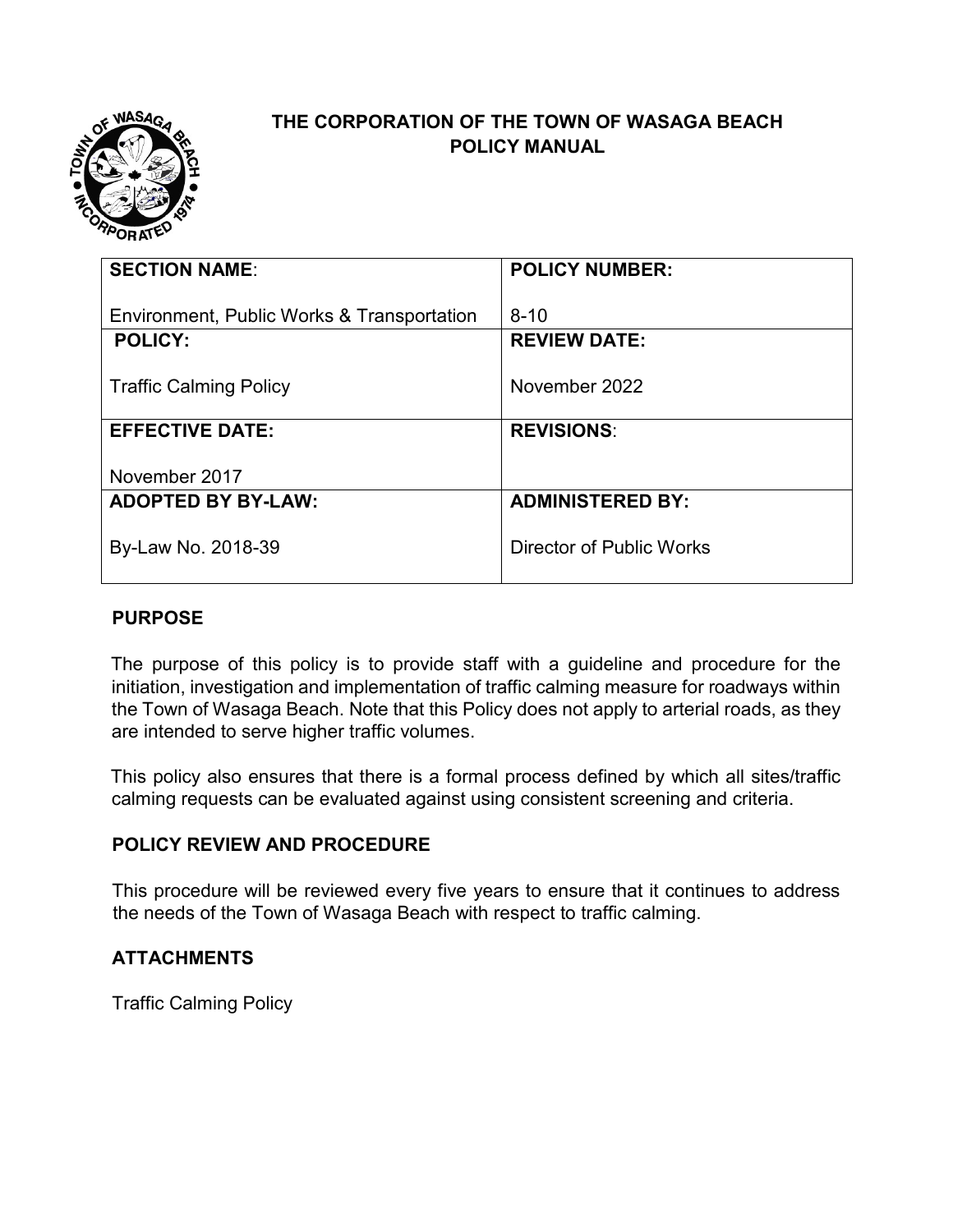# THE CORPORATION OF THE TOWN OF WASAGA BEACH
## POLICY MANUAL

| SECTION NAME: Environment, Public Works & Transportation | POLICY NUMBER: 8-10 |
|---|---|
| **POLICY:** Traffic Calming Policy | **REVIEW DATE:** November 2022 |
| **EFFECTIVE DATE:** November 2017 | **REVISIONS:** |
| **ADOPTED BY BY-LAW:** By-Law No. 2018-39 | **ADMINISTERED BY:** Director of Public Works |

## PURPOSE

The purpose of this policy is to provide staff with a guideline and procedure for the initiation, investigation and implementation of traffic calming measure for roadways within the Town of Wasaga Beach. Note that this Policy does not apply to arterial roads, as they are intended to serve higher traffic volumes.

This policy also ensures that there is a formal process defined by which all sites/traffic calming requests can be evaluated against using consistent screening and criteria.

## POLICY REVIEW AND PROCEDURE

This procedure will be reviewed every five years to ensure that it continues to address the needs of the Town of Wasaga Beach with respect to traffic calming.

## ATTACHMENTS

Traffic Calming Policy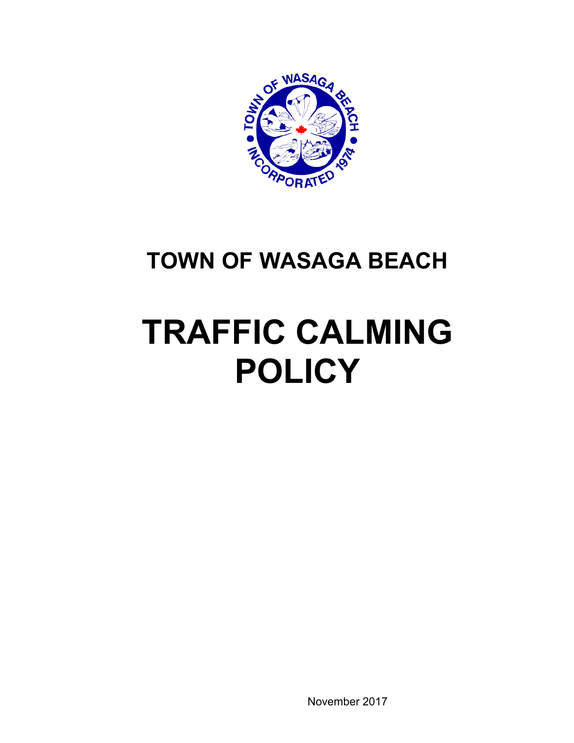# TOWN OF WASAGA BEACH

# TRAFFIC CALMING POLICY

November 2017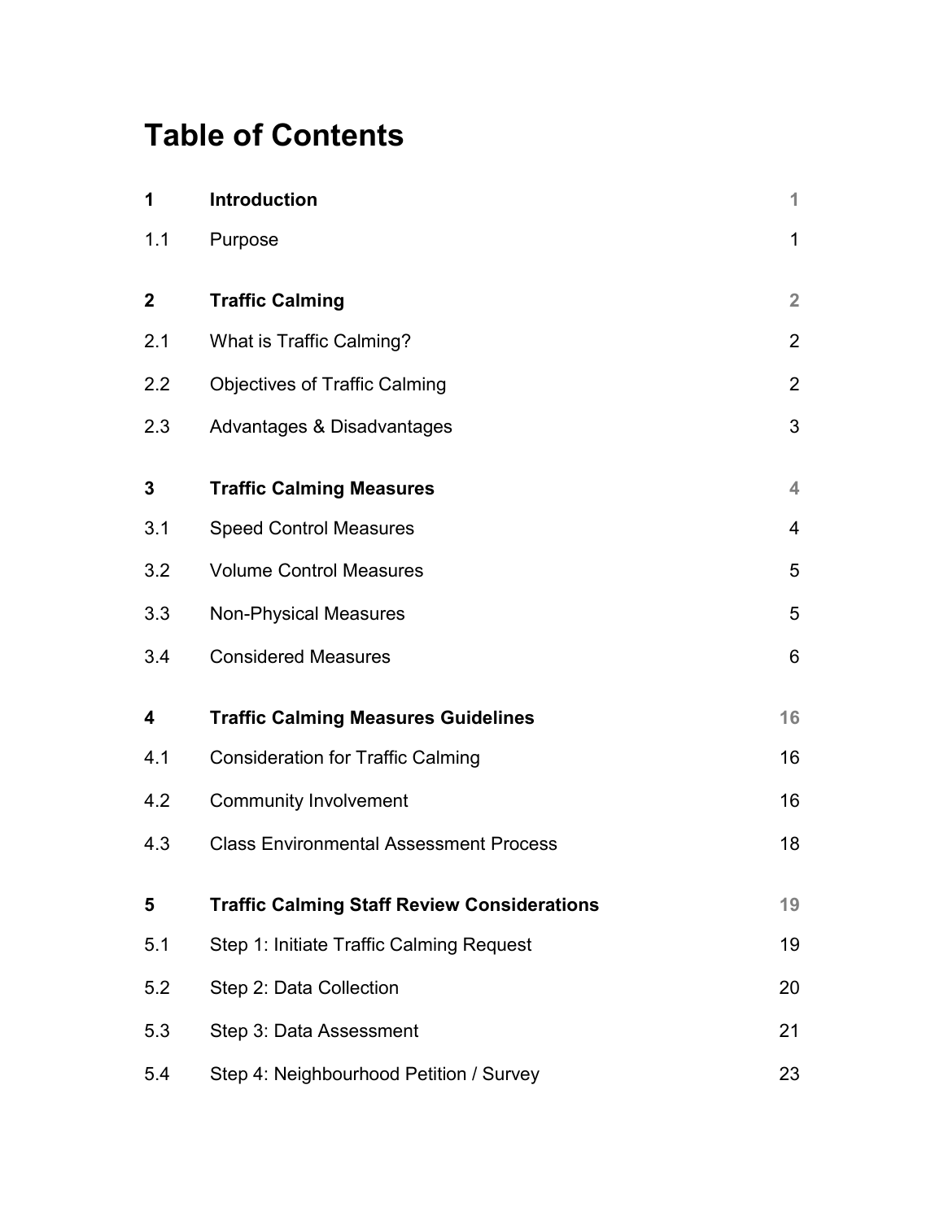# Table of Contents

| | | |
|---|---|---|
| **1** | **Introduction** | **1** |
| 1.1 | Purpose | 1 |
| **2** | **Traffic Calming** | **2** |
| 2.1 | What is Traffic Calming? | 2 |
| 2.2 | Objectives of Traffic Calming | 2 |
| 2.3 | Advantages & Disadvantages | 3 |
| **3** | **Traffic Calming Measures** | **4** |
| 3.1 | Speed Control Measures | 4 |
| 3.2 | Volume Control Measures | 5 |
| 3.3 | Non-Physical Measures | 5 |
| 3.4 | Considered Measures | 6 |
| **4** | **Traffic Calming Measures Guidelines** | **16** |
| 4.1 | Consideration for Traffic Calming | 16 |
| 4.2 | Community Involvement | 16 |
| 4.3 | Class Environmental Assessment Process | 18 |
| **5** | **Traffic Calming Staff Review Considerations** | **19** |
| 5.1 | Step 1: Initiate Traffic Calming Request | 19 |
| 5.2 | Step 2: Data Collection | 20 |
| 5.3 | Step 3: Data Assessment | 21 |
| 5.4 | Step 4: Neighbourhood Petition / Survey | 23 |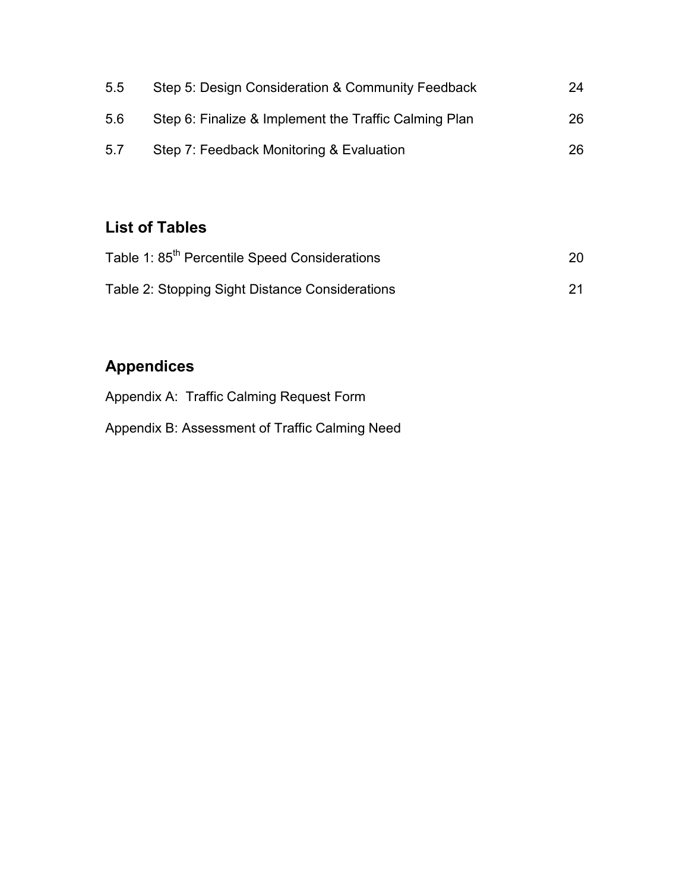| | | |
|---|---|---|
| 5.5 | Step 5: Design Consideration & Community Feedback | 24 |
| 5.6 | Step 6: Finalize & Implement the Traffic Calming Plan | 26 |
| 5.7 | Step 7: Feedback Monitoring & Evaluation | 26 |

## List of Tables

| | |
|---|---|
| Table 1: 85th Percentile Speed Considerations | 20 |
| Table 2: Stopping Sight Distance Considerations | 21 |

## Appendices

Appendix A: Traffic Calming Request Form

Appendix B: Assessment of Traffic Calming Need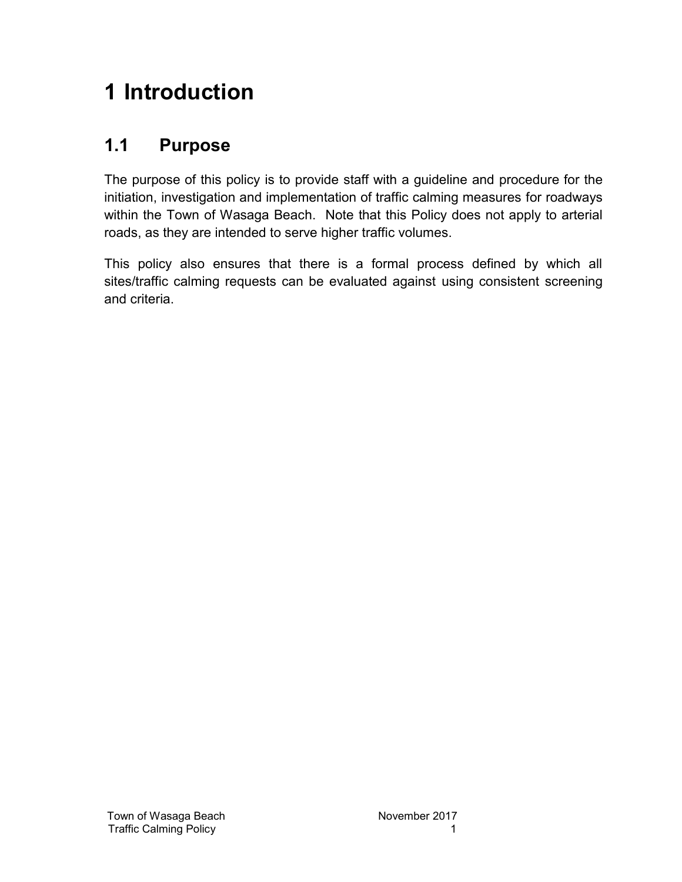# 1 Introduction

## 1.1 Purpose

The purpose of this policy is to provide staff with a guideline and procedure for the initiation, investigation and implementation of traffic calming measures for roadways within the Town of Wasaga Beach. Note that this Policy does not apply to arterial roads, as they are intended to serve higher traffic volumes.

This policy also ensures that there is a formal process defined by which all sites/traffic calming requests can be evaluated against using consistent screening and criteria.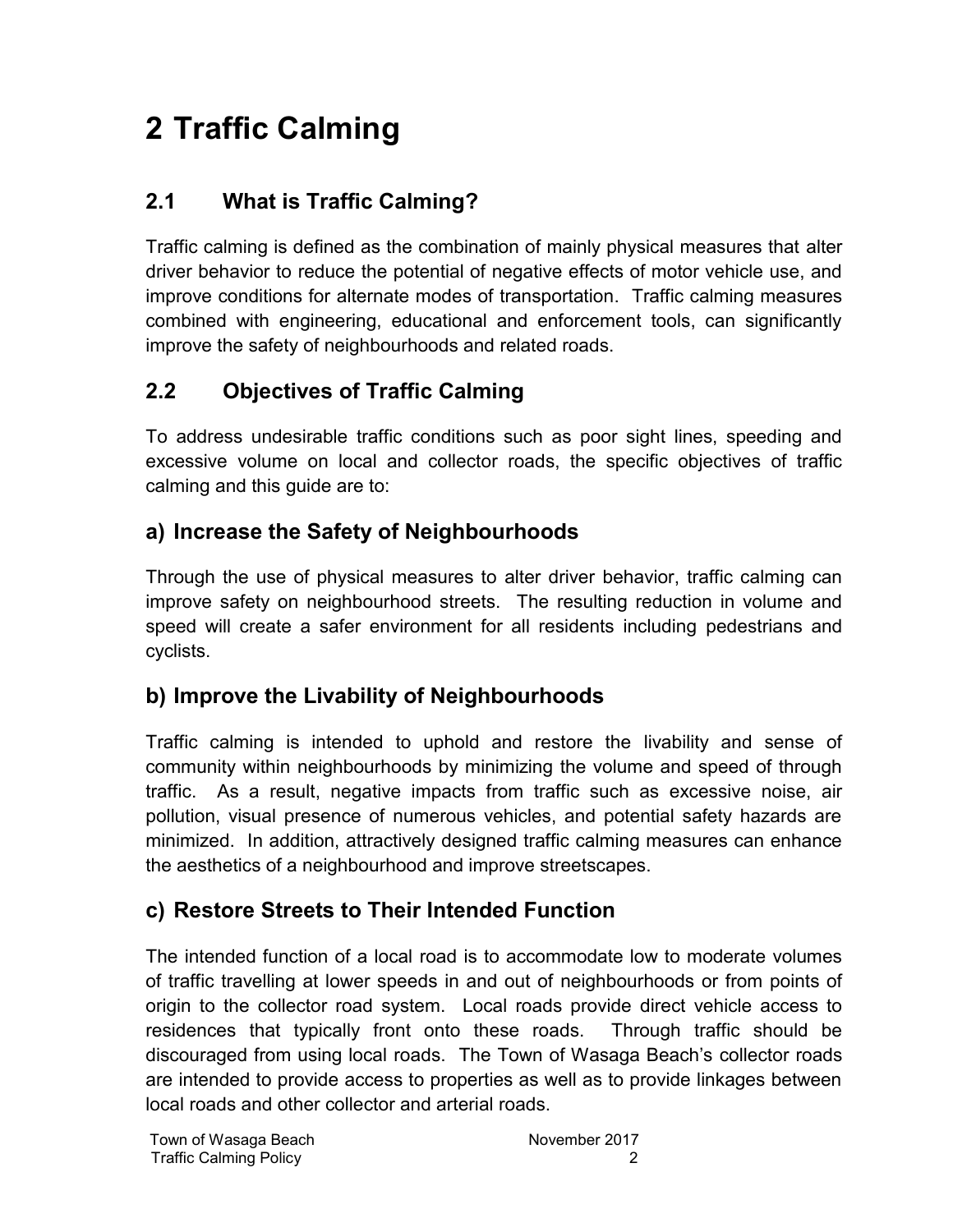# 2 Traffic Calming

## 2.1 What is Traffic Calming?

Traffic calming is defined as the combination of mainly physical measures that alter driver behavior to reduce the potential of negative effects of motor vehicle use, and improve conditions for alternate modes of transportation. Traffic calming measures combined with engineering, educational and enforcement tools, can significantly improve the safety of neighbourhoods and related roads.

## 2.2 Objectives of Traffic Calming

To address undesirable traffic conditions such as poor sight lines, speeding and excessive volume on local and collector roads, the specific objectives of traffic calming and this guide are to:

### a) Increase the Safety of Neighbourhoods

Through the use of physical measures to alter driver behavior, traffic calming can improve safety on neighbourhood streets. The resulting reduction in volume and speed will create a safer environment for all residents including pedestrians and cyclists.

### b) Improve the Livability of Neighbourhoods

Traffic calming is intended to uphold and restore the livability and sense of community within neighbourhoods by minimizing the volume and speed of through traffic. As a result, negative impacts from traffic such as excessive noise, air pollution, visual presence of numerous vehicles, and potential safety hazards are minimized. In addition, attractively designed traffic calming measures can enhance the aesthetics of a neighbourhood and improve streetscapes.

### c) Restore Streets to Their Intended Function

The intended function of a local road is to accommodate low to moderate volumes of traffic travelling at lower speeds in and out of neighbourhoods or from points of origin to the collector road system. Local roads provide direct vehicle access to residences that typically front onto these roads. Through traffic should be discouraged from using local roads. The Town of Wasaga Beach's collector roads are intended to provide access to properties as well as to provide linkages between local roads and other collector and arterial roads.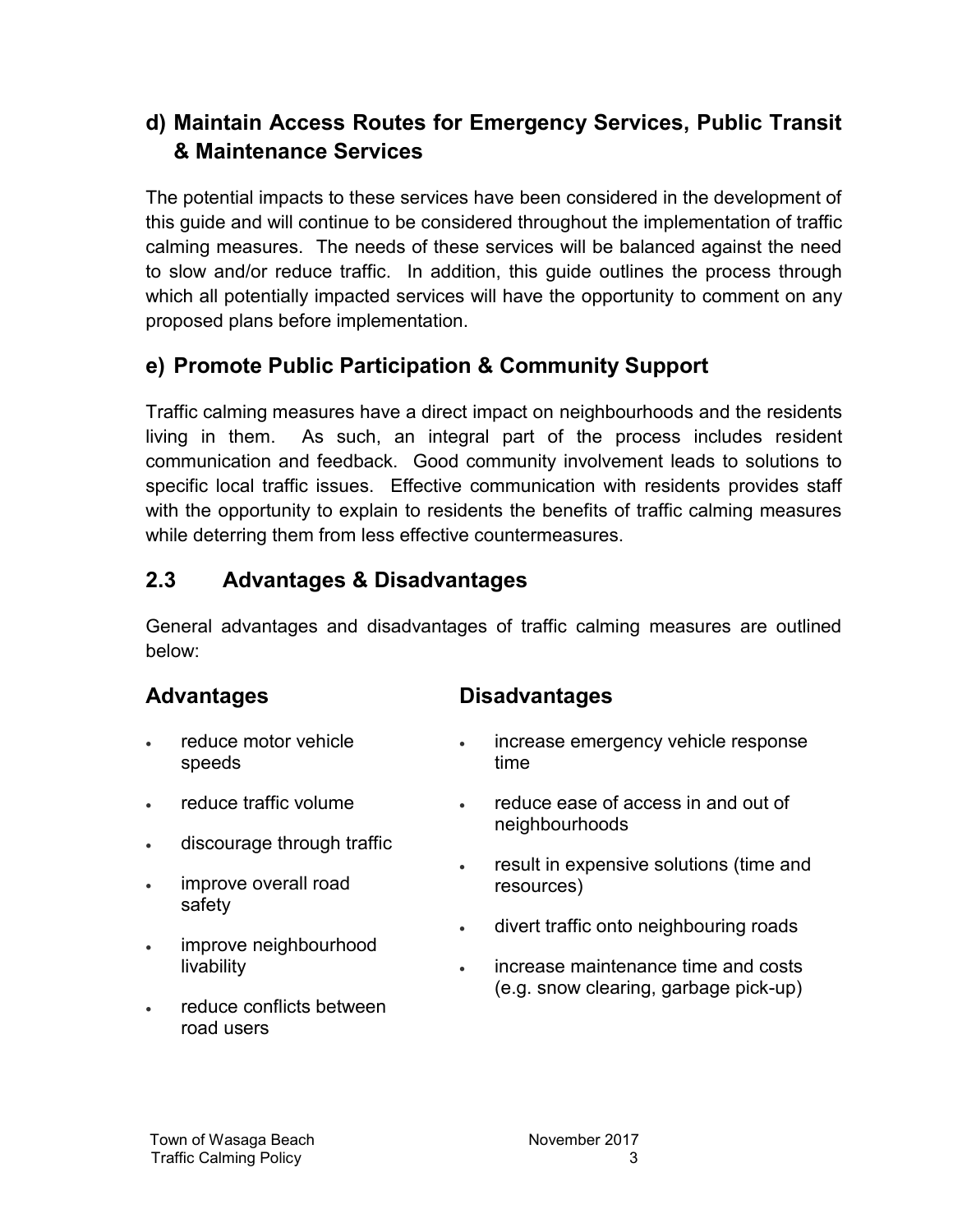### d) Maintain Access Routes for Emergency Services, Public Transit & Maintenance Services

The potential impacts to these services have been considered in the development of this guide and will continue to be considered throughout the implementation of traffic calming measures. The needs of these services will be balanced against the need to slow and/or reduce traffic. In addition, this guide outlines the process through which all potentially impacted services will have the opportunity to comment on any proposed plans before implementation.

### e) Promote Public Participation & Community Support

Traffic calming measures have a direct impact on neighbourhoods and the residents living in them. As such, an integral part of the process includes resident communication and feedback. Good community involvement leads to solutions to specific local traffic issues. Effective communication with residents provides staff with the opportunity to explain to residents the benefits of traffic calming measures while deterring them from less effective countermeasures.

## 2.3 Advantages & Disadvantages

General advantages and disadvantages of traffic calming measures are outlined below:

### Advantages

- reduce motor vehicle speeds
- reduce traffic volume
- discourage through traffic
- improve overall road safety
- improve neighbourhood livability
- reduce conflicts between road users

### Disadvantages

- increase emergency vehicle response time
- reduce ease of access in and out of neighbourhoods
- result in expensive solutions (time and resources)
- divert traffic onto neighbouring roads
- increase maintenance time and costs (e.g. snow clearing, garbage pick-up)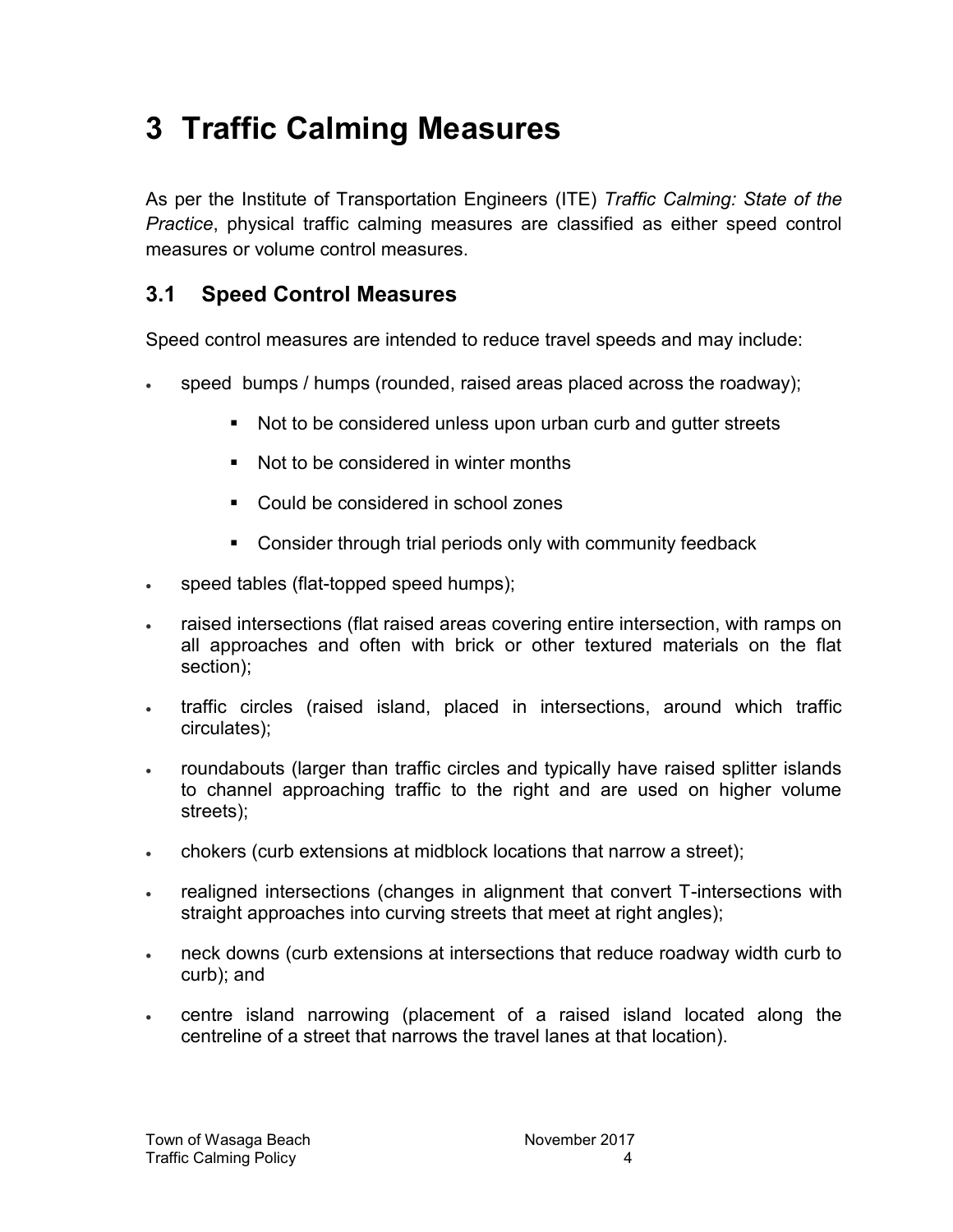# 3 Traffic Calming Measures

As per the Institute of Transportation Engineers (ITE) *Traffic Calming: State of the Practice*, physical traffic calming measures are classified as either speed control measures or volume control measures.

## 3.1 Speed Control Measures

Speed control measures are intended to reduce travel speeds and may include:

- speed bumps / humps (rounded, raised areas placed across the roadway);
  - Not to be considered unless upon urban curb and gutter streets
  - Not to be considered in winter months
  - Could be considered in school zones
  - Consider through trial periods only with community feedback
- speed tables (flat-topped speed humps);
- raised intersections (flat raised areas covering entire intersection, with ramps on all approaches and often with brick or other textured materials on the flat section);
- traffic circles (raised island, placed in intersections, around which traffic circulates);
- roundabouts (larger than traffic circles and typically have raised splitter islands to channel approaching traffic to the right and are used on higher volume streets);
- chokers (curb extensions at midblock locations that narrow a street);
- realigned intersections (changes in alignment that convert T-intersections with straight approaches into curving streets that meet at right angles);
- neck downs (curb extensions at intersections that reduce roadway width curb to curb); and
- centre island narrowing (placement of a raised island located along the centreline of a street that narrows the travel lanes at that location).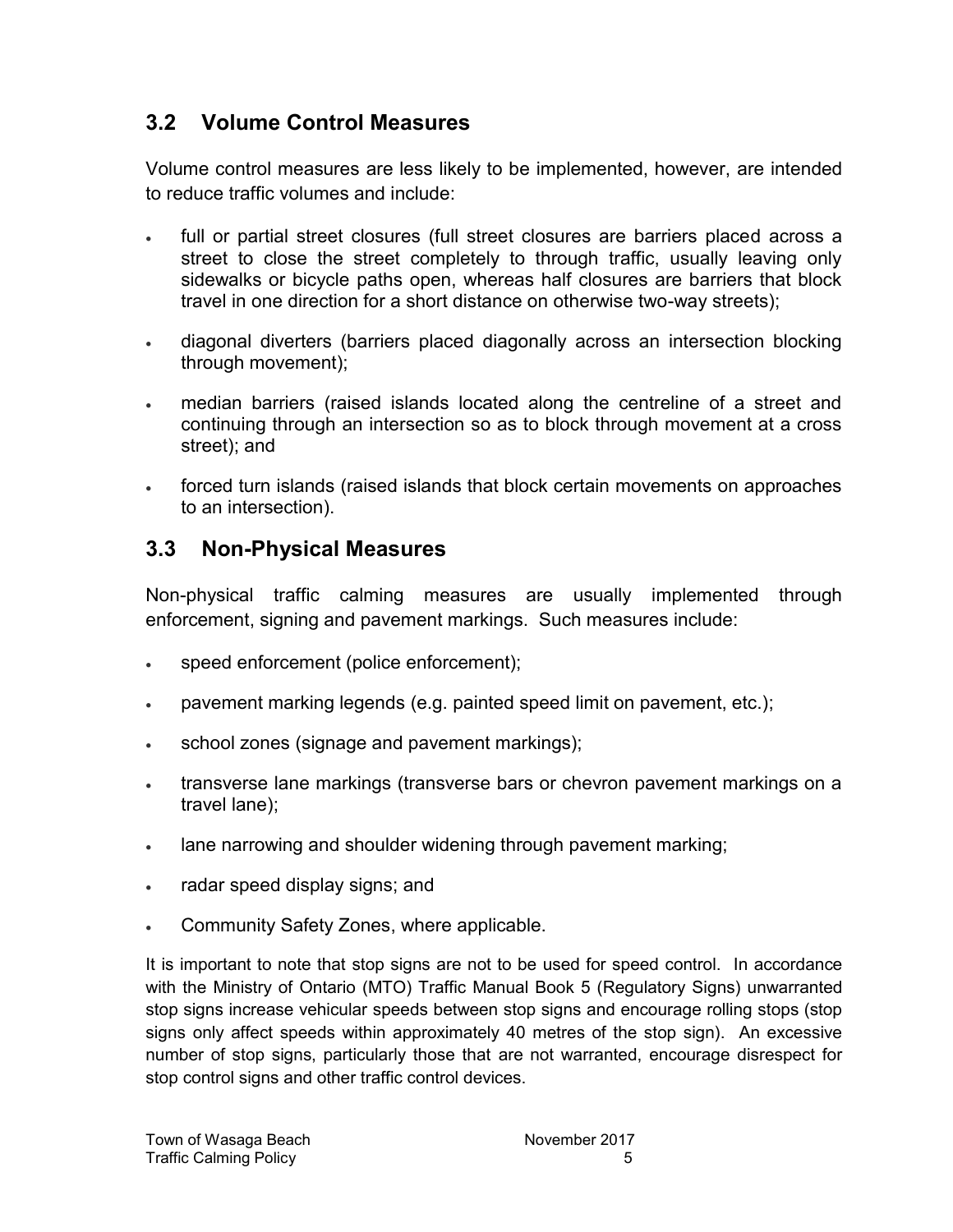## 3.2 Volume Control Measures

Volume control measures are less likely to be implemented, however, are intended to reduce traffic volumes and include:

- full or partial street closures (full street closures are barriers placed across a street to close the street completely to through traffic, usually leaving only sidewalks or bicycle paths open, whereas half closures are barriers that block travel in one direction for a short distance on otherwise two-way streets);
- diagonal diverters (barriers placed diagonally across an intersection blocking through movement);
- median barriers (raised islands located along the centreline of a street and continuing through an intersection so as to block through movement at a cross street); and
- forced turn islands (raised islands that block certain movements on approaches to an intersection).

## 3.3 Non-Physical Measures

Non-physical traffic calming measures are usually implemented through enforcement, signing and pavement markings. Such measures include:

- speed enforcement (police enforcement);
- pavement marking legends (e.g. painted speed limit on pavement, etc.);
- school zones (signage and pavement markings);
- transverse lane markings (transverse bars or chevron pavement markings on a travel lane);
- lane narrowing and shoulder widening through pavement marking;
- radar speed display signs; and
- Community Safety Zones, where applicable.

It is important to note that stop signs are not to be used for speed control. In accordance with the Ministry of Ontario (MTO) Traffic Manual Book 5 (Regulatory Signs) unwarranted stop signs increase vehicular speeds between stop signs and encourage rolling stops (stop signs only affect speeds within approximately 40 metres of the stop sign). An excessive number of stop signs, particularly those that are not warranted, encourage disrespect for stop control signs and other traffic control devices.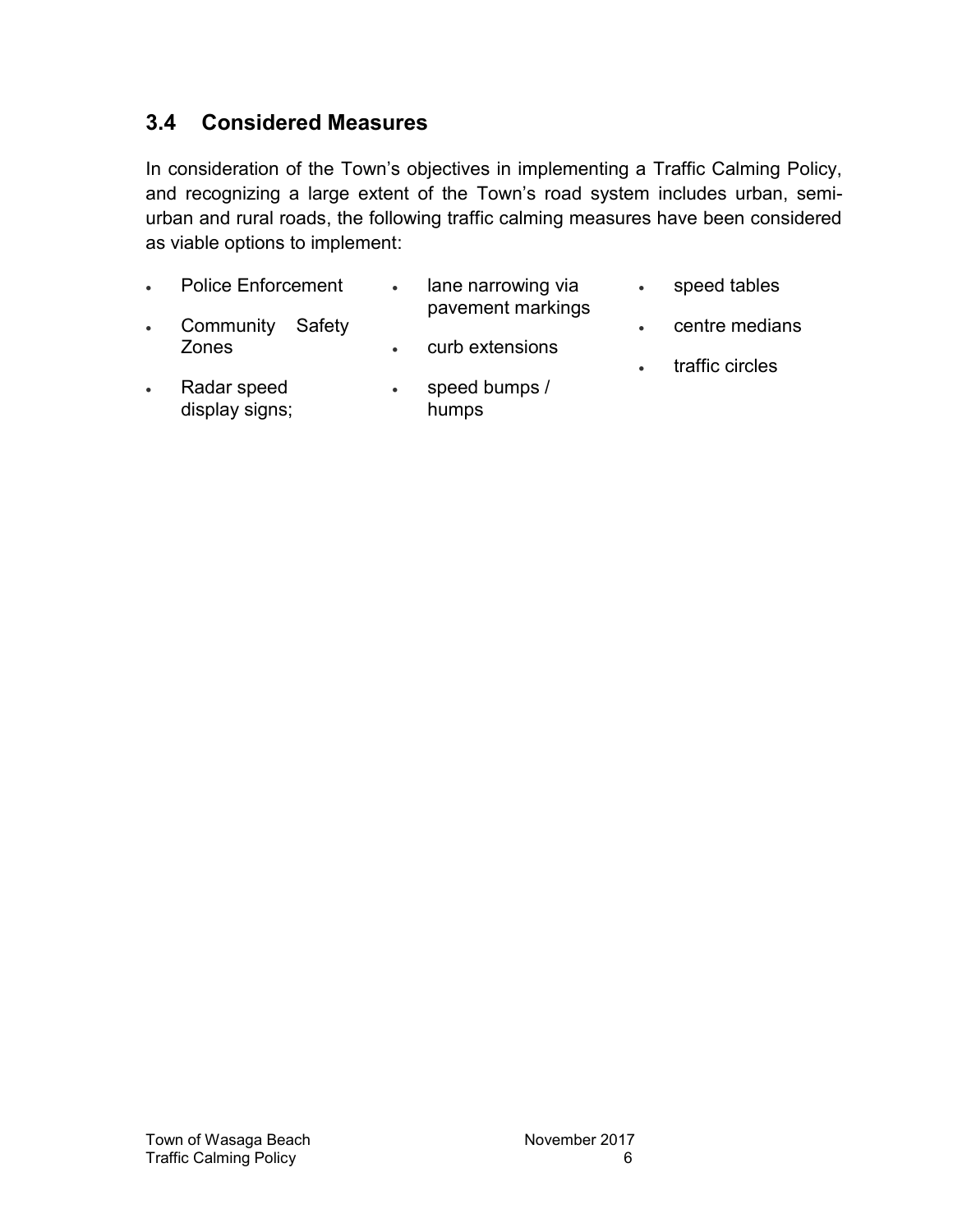## 3.4 Considered Measures

In consideration of the Town's objectives in implementing a Traffic Calming Policy, and recognizing a large extent of the Town's road system includes urban, semi-urban and rural roads, the following traffic calming measures have been considered as viable options to implement:

- Police Enforcement
- Community Safety Zones
- Radar speed display signs;
- lane narrowing via pavement markings
- curb extensions
- speed bumps / humps
- speed tables
- centre medians
- traffic circles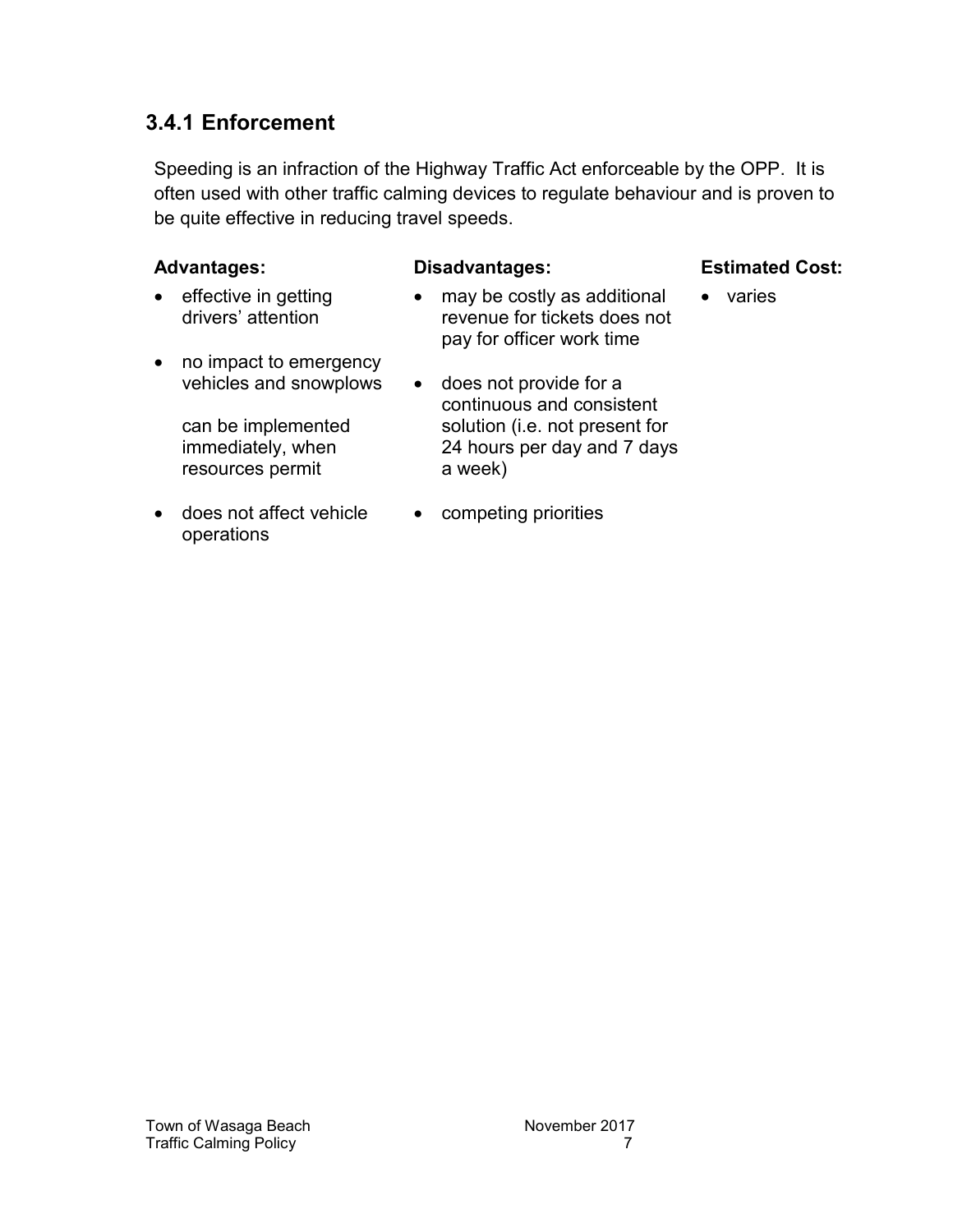### 3.4.1 Enforcement

Speeding is an infraction of the Highway Traffic Act enforceable by the OPP. It is often used with other traffic calming devices to regulate behaviour and is proven to be quite effective in reducing travel speeds.

**Advantages:**

- effective in getting drivers' attention
- no impact to emergency vehicles and snowplows

  can be implemented immediately, when resources permit

- does not affect vehicle operations

**Disadvantages:**

- may be costly as additional revenue for tickets does not pay for officer work time
- does not provide for a continuous and consistent solution (i.e. not present for 24 hours per day and 7 days a week)
- competing priorities

**Estimated Cost:**

- varies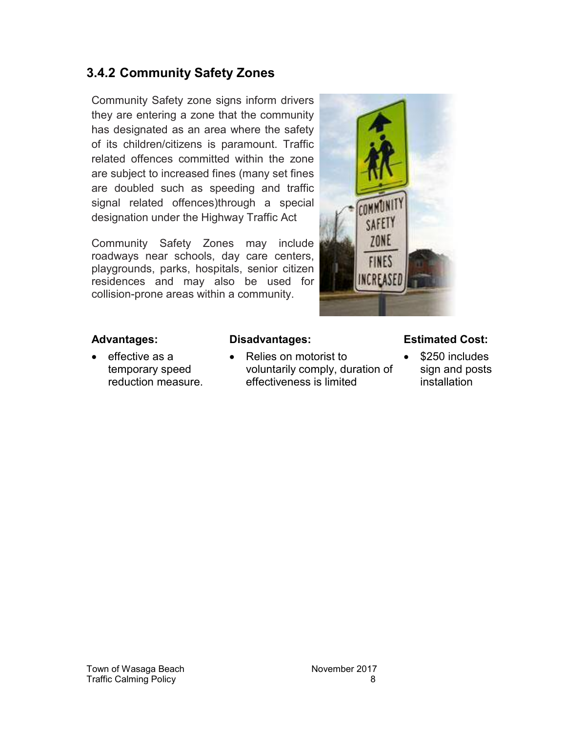### 3.4.2 Community Safety Zones

Community Safety zone signs inform drivers they are entering a zone that the community has designated as an area where the safety of its children/citizens is paramount. Traffic related offences committed within the zone are subject to increased fines (many set fines are doubled such as speeding and traffic signal related offences)through a special designation under the Highway Traffic Act

Community Safety Zones may include roadways near schools, day care centers, playgrounds, parks, hospitals, senior citizen residences and may also be used for collision-prone areas within a community.

**Advantages:**

- effective as a temporary speed reduction measure.

**Disadvantages:**

- Relies on motorist to voluntarily comply, duration of effectiveness is limited

**Estimated Cost:**

- $250 includes sign and posts installation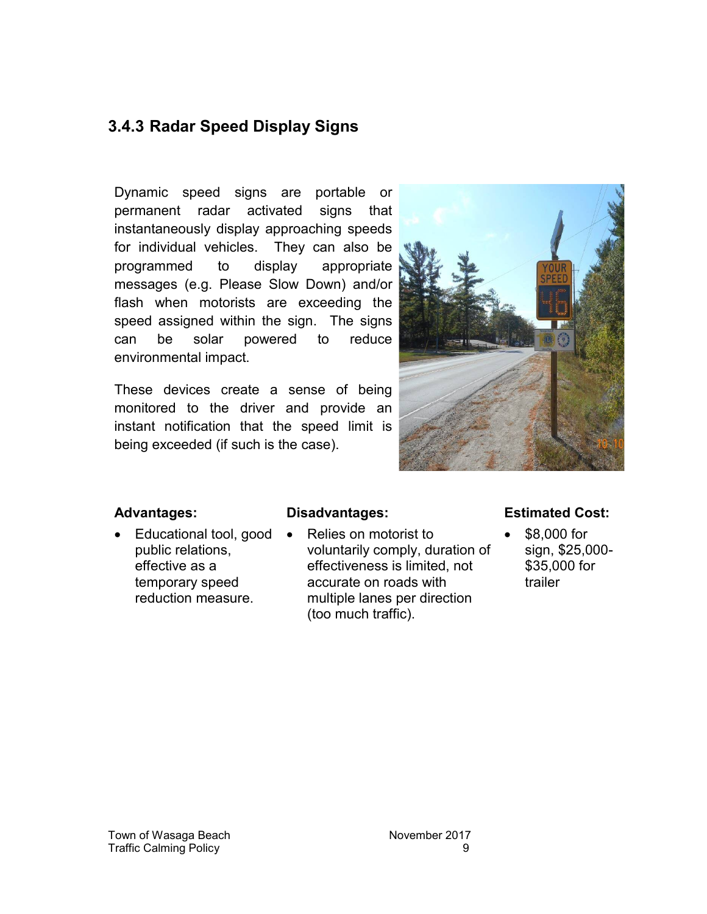### 3.4.3 Radar Speed Display Signs

Dynamic speed signs are portable or permanent radar activated signs that instantaneously display approaching speeds for individual vehicles. They can also be programmed to display appropriate messages (e.g. Please Slow Down) and/or flash when motorists are exceeding the speed assigned within the sign. The signs can be solar powered to reduce environmental impact.

These devices create a sense of being monitored to the driver and provide an instant notification that the speed limit is being exceeded (if such is the case).

**Advantages:**

- Educational tool, good public relations, effective as a temporary speed reduction measure.

**Disadvantages:**

- Relies on motorist to voluntarily comply, duration of effectiveness is limited, not accurate on roads with multiple lanes per direction (too much traffic).

**Estimated Cost:**

- $8,000 for sign, $25,000-$35,000 for trailer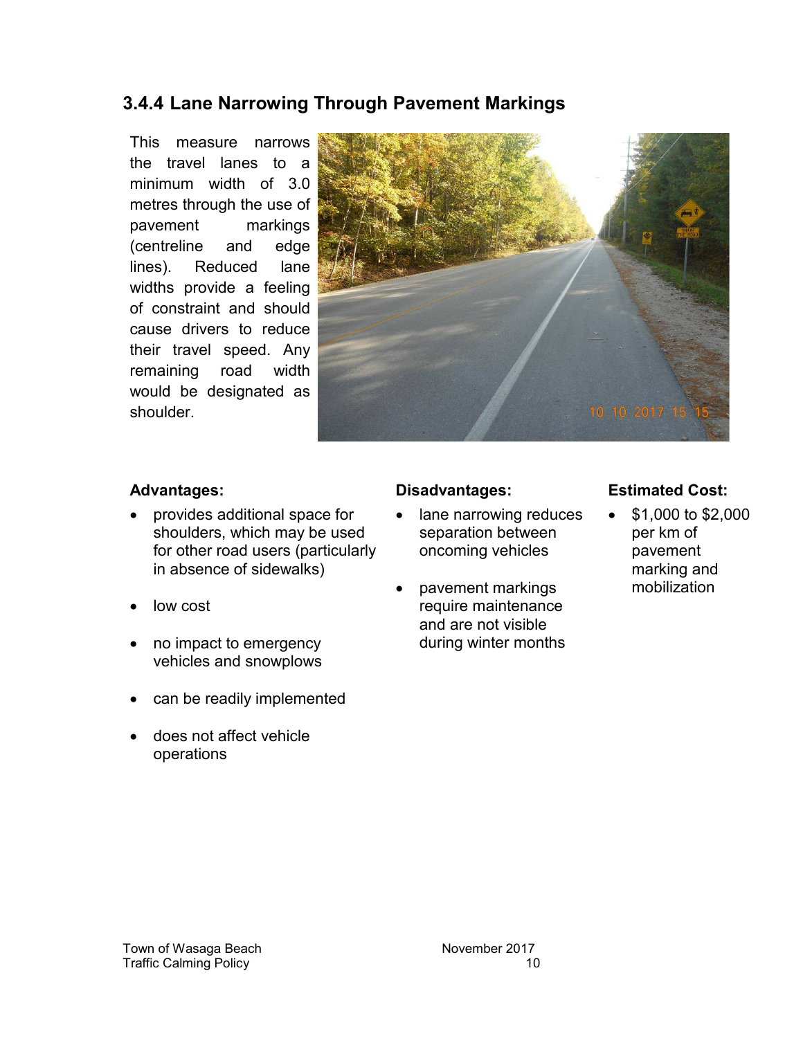### 3.4.4 Lane Narrowing Through Pavement Markings

This measure narrows the travel lanes to a minimum width of 3.0 metres through the use of pavement markings (centreline and edge lines). Reduced lane widths provide a feeling of constraint and should cause drivers to reduce their travel speed. Any remaining road width would be designated as shoulder.

**Advantages:**

- provides additional space for shoulders, which may be used for other road users (particularly in absence of sidewalks)
- low cost
- no impact to emergency vehicles and snowplows
- can be readily implemented
- does not affect vehicle operations

**Disadvantages:**

- lane narrowing reduces separation between oncoming vehicles
- pavement markings require maintenance and are not visible during winter months

**Estimated Cost:**

- $1,000 to $2,000 per km of pavement marking and mobilization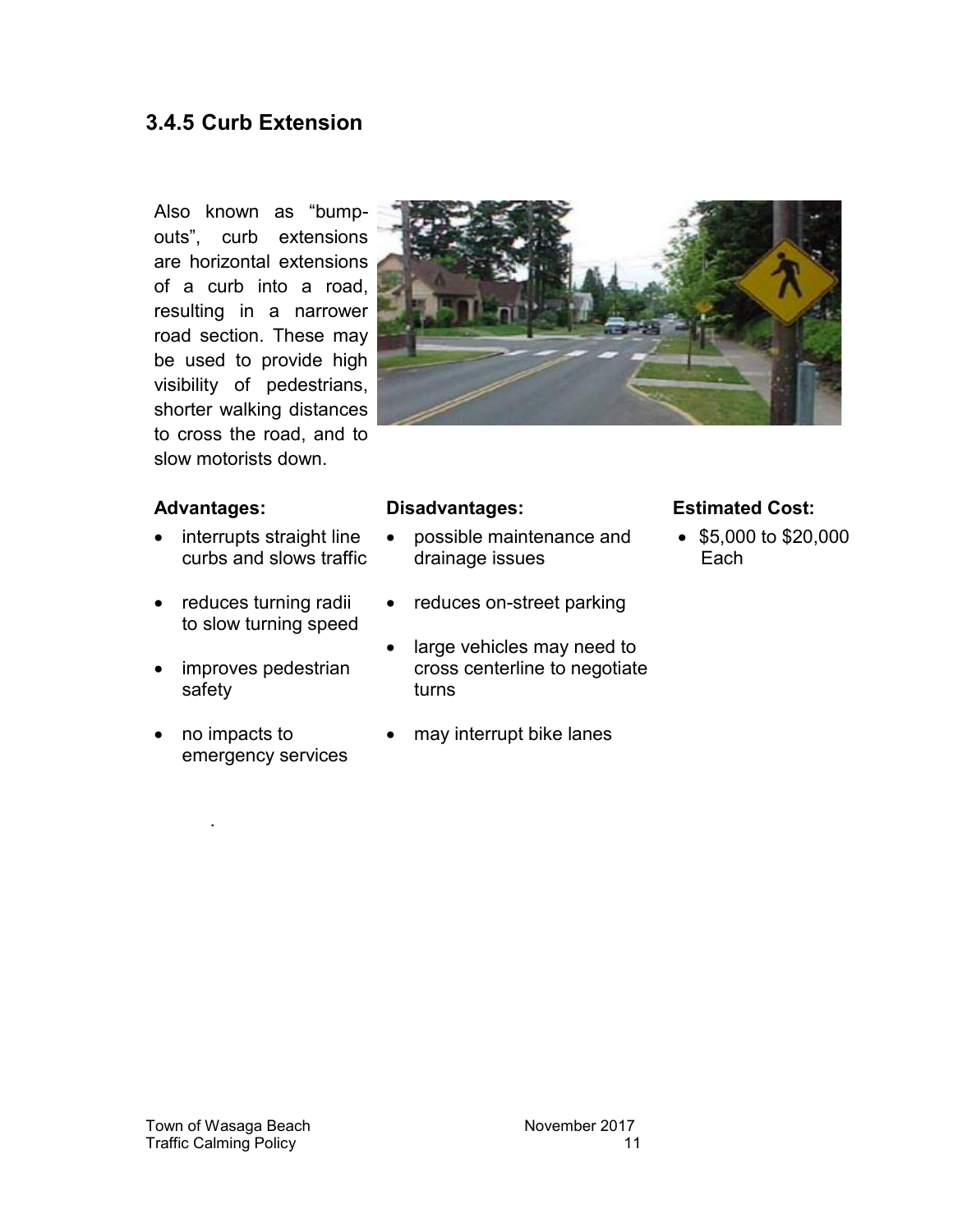### 3.4.5 Curb Extension

Also known as "bump-outs", curb extensions are horizontal extensions of a curb into a road, resulting in a narrower road section. These may be used to provide high visibility of pedestrians, shorter walking distances to cross the road, and to slow motorists down.

**Advantages:**

- interrupts straight line curbs and slows traffic
- reduces turning radii to slow turning speed
- improves pedestrian safety
- no impacts to emergency services

**Disadvantages:**

- possible maintenance and drainage issues
- reduces on-street parking
- large vehicles may need to cross centerline to negotiate turns
- may interrupt bike lanes

**Estimated Cost:**

- $5,000 to $20,000 Each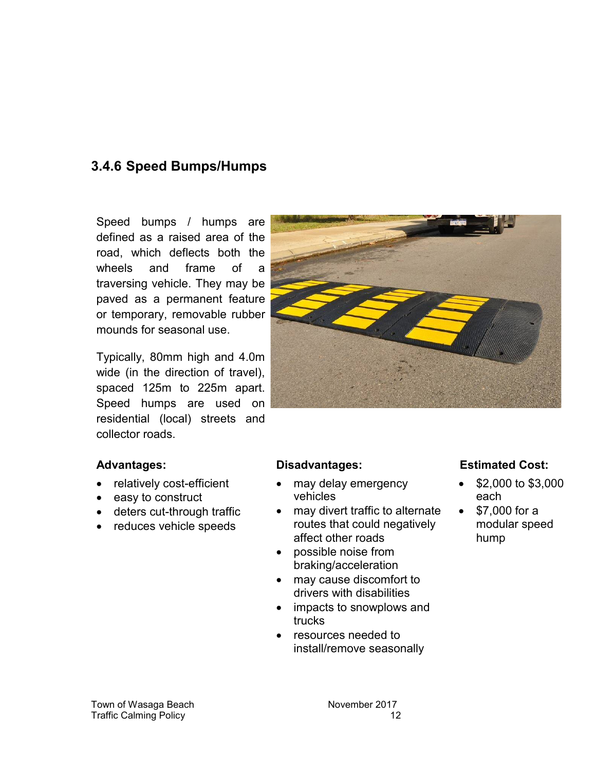### 3.4.6 Speed Bumps/Humps

Speed bumps / humps are defined as a raised area of the road, which deflects both the wheels and frame of a traversing vehicle. They may be paved as a permanent feature or temporary, removable rubber mounds for seasonal use.

Typically, 80mm high and 4.0m wide (in the direction of travel), spaced 125m to 225m apart. Speed humps are used on residential (local) streets and collector roads.

**Advantages:**

- relatively cost-efficient
- easy to construct
- deters cut-through traffic
- reduces vehicle speeds

**Disadvantages:**

- may delay emergency vehicles
- may divert traffic to alternate routes that could negatively affect other roads
- possible noise from braking/acceleration
- may cause discomfort to drivers with disabilities
- impacts to snowplows and trucks
- resources needed to install/remove seasonally

**Estimated Cost:**

- $2,000 to $3,000 each
- $7,000 for a modular speed hump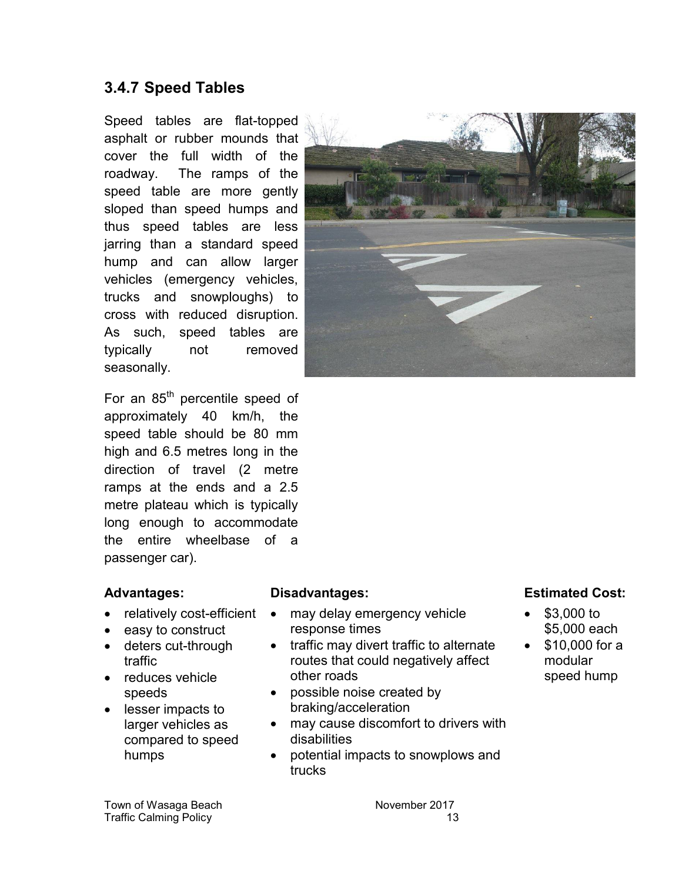### 3.4.7 Speed Tables

Speed tables are flat-topped asphalt or rubber mounds that cover the full width of the roadway. The ramps of the speed table are more gently sloped than speed humps and thus speed tables are less jarring than a standard speed hump and can allow larger vehicles (emergency vehicles, trucks and snowploughs) to cross with reduced disruption. As such, speed tables are typically not removed seasonally.

For an 85th percentile speed of approximately 40 km/h, the speed table should be 80 mm high and 6.5 metres long in the direction of travel (2 metre ramps at the ends and a 2.5 metre plateau which is typically long enough to accommodate the entire wheelbase of a passenger car).

**Advantages:**

- relatively cost-efficient
- easy to construct
- deters cut-through traffic
- reduces vehicle speeds
- lesser impacts to larger vehicles as compared to speed humps

**Disadvantages:**

- may delay emergency vehicle response times
- traffic may divert traffic to alternate routes that could negatively affect other roads
- possible noise created by braking/acceleration
- may cause discomfort to drivers with disabilities
- potential impacts to snowplows and trucks

**Estimated Cost:**

- $3,000 to $5,000 each
- $10,000 for a modular speed hump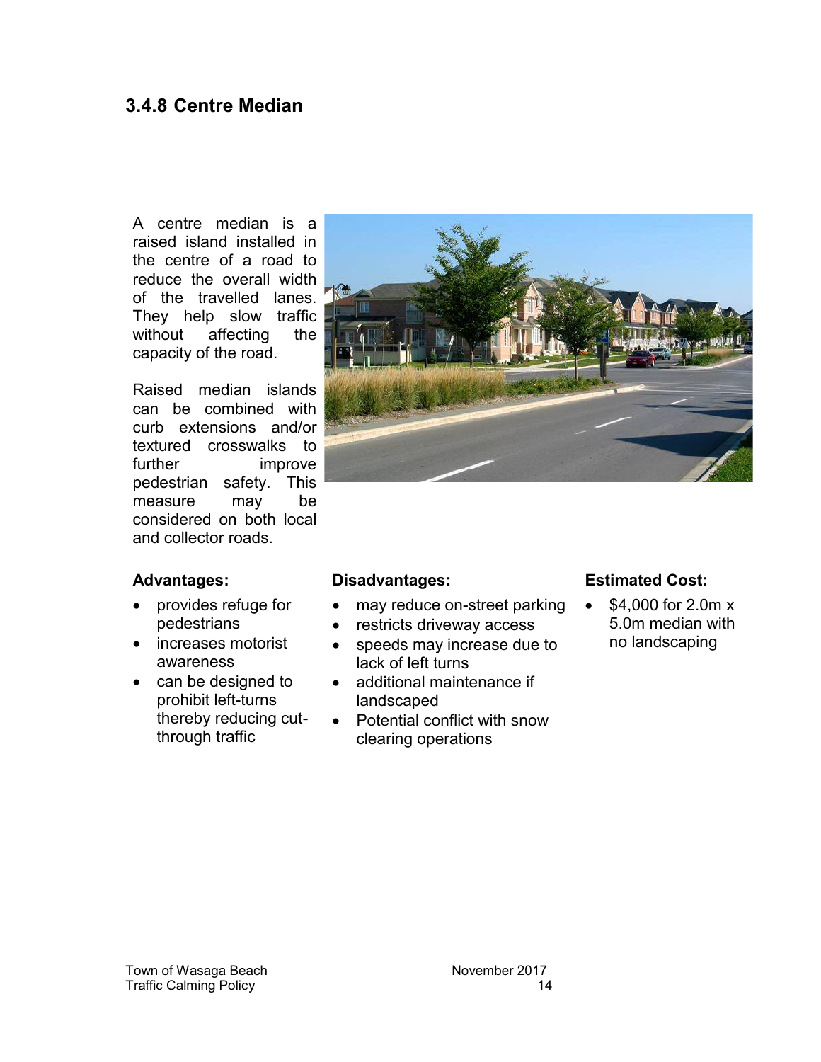### 3.4.8 Centre Median

A centre median is a raised island installed in the centre of a road to reduce the overall width of the travelled lanes. They help slow traffic without affecting the capacity of the road.

Raised median islands can be combined with curb extensions and/or textured crosswalks to further improve pedestrian safety. This measure may be considered on both local and collector roads.

**Advantages:**

- provides refuge for pedestrians
- increases motorist awareness
- can be designed to prohibit left-turns thereby reducing cut-through traffic

**Disadvantages:**

- may reduce on-street parking
- restricts driveway access
- speeds may increase due to lack of left turns
- additional maintenance if landscaped
- Potential conflict with snow clearing operations

**Estimated Cost:**

- $4,000 for 2.0m x 5.0m median with no landscaping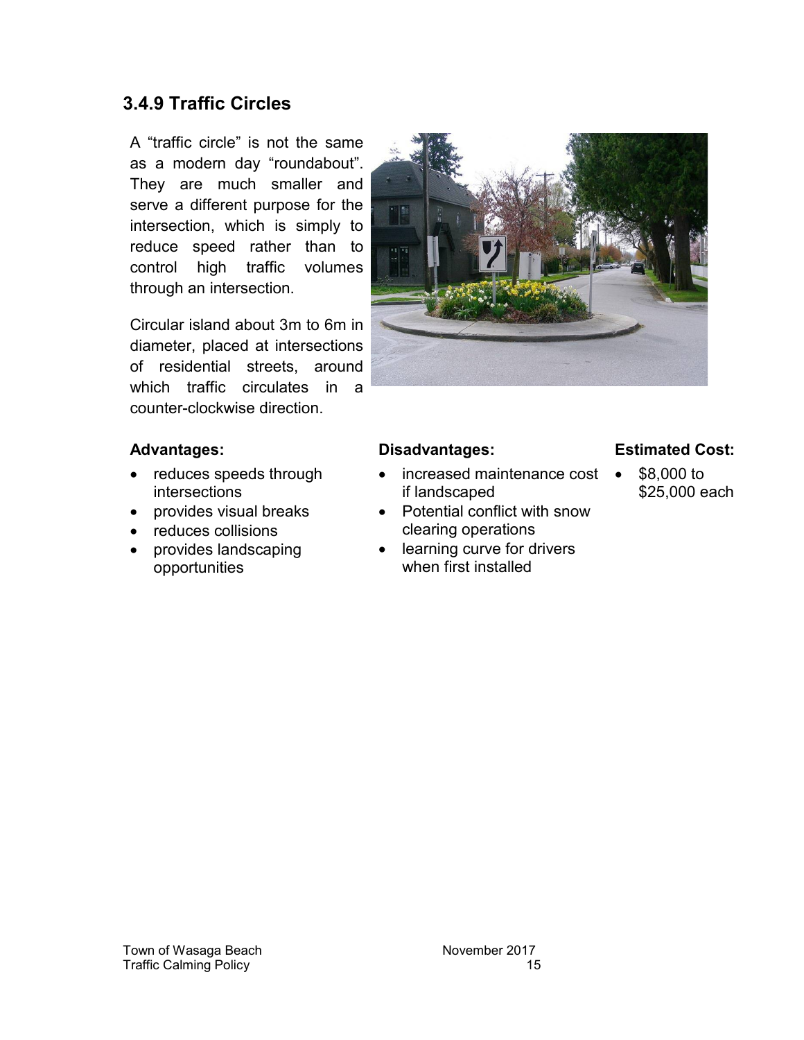### 3.4.9 Traffic Circles

A "traffic circle" is not the same as a modern day "roundabout". They are much smaller and serve a different purpose for the intersection, which is simply to reduce speed rather than to control high traffic volumes through an intersection.

Circular island about 3m to 6m in diameter, placed at intersections of residential streets, around which traffic circulates in a counter-clockwise direction.

**Advantages:**

- reduces speeds through intersections
- provides visual breaks
- reduces collisions
- provides landscaping opportunities

**Disadvantages:**

- increased maintenance cost if landscaped
- Potential conflict with snow clearing operations
- learning curve for drivers when first installed

**Estimated Cost:**

- $8,000 to $25,000 each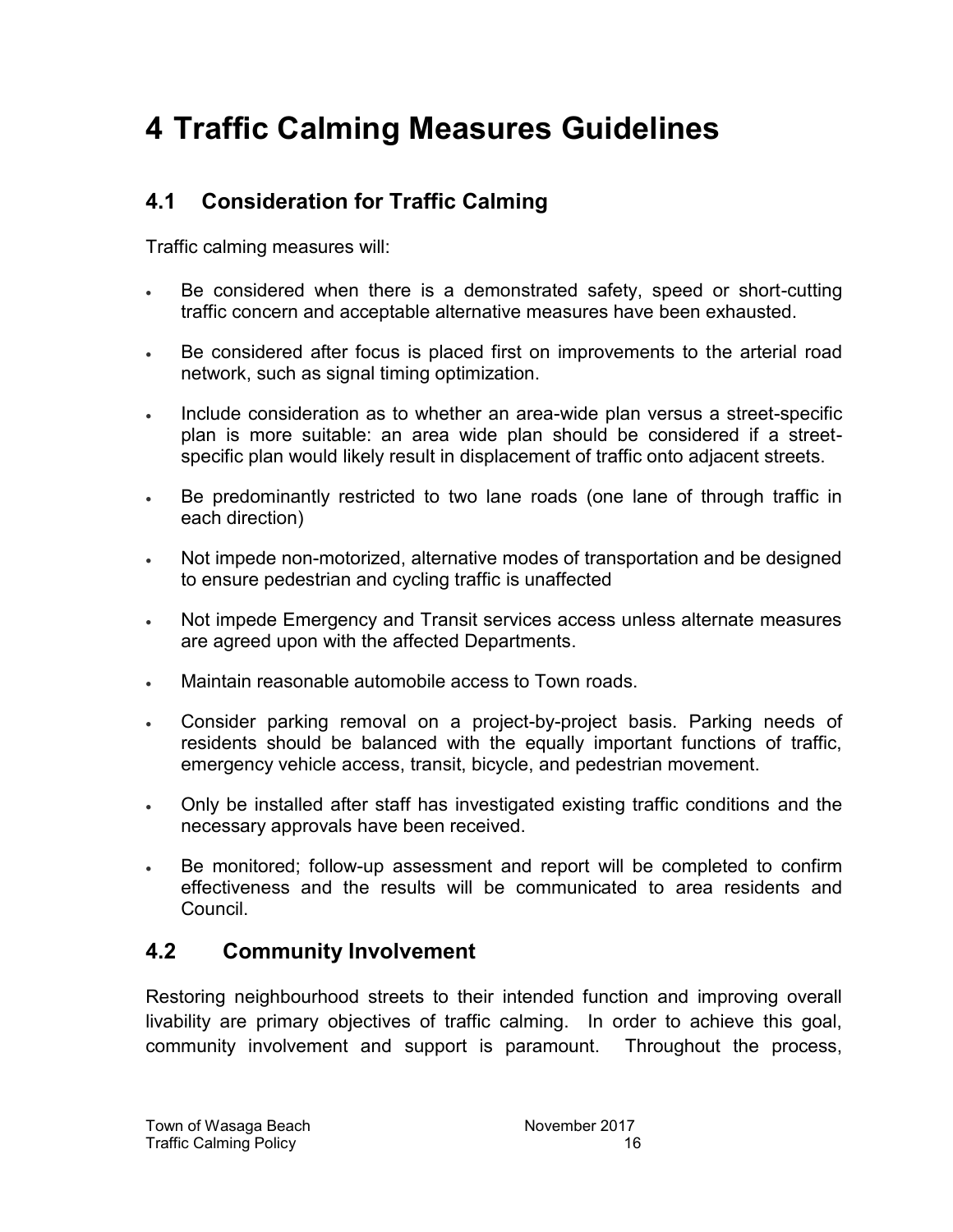# 4 Traffic Calming Measures Guidelines

## 4.1 Consideration for Traffic Calming

Traffic calming measures will:

- Be considered when there is a demonstrated safety, speed or short-cutting traffic concern and acceptable alternative measures have been exhausted.
- Be considered after focus is placed first on improvements to the arterial road network, such as signal timing optimization.
- Include consideration as to whether an area-wide plan versus a street-specific plan is more suitable: an area wide plan should be considered if a street-specific plan would likely result in displacement of traffic onto adjacent streets.
- Be predominantly restricted to two lane roads (one lane of through traffic in each direction)
- Not impede non-motorized, alternative modes of transportation and be designed to ensure pedestrian and cycling traffic is unaffected
- Not impede Emergency and Transit services access unless alternate measures are agreed upon with the affected Departments.
- Maintain reasonable automobile access to Town roads.
- Consider parking removal on a project-by-project basis. Parking needs of residents should be balanced with the equally important functions of traffic, emergency vehicle access, transit, bicycle, and pedestrian movement.
- Only be installed after staff has investigated existing traffic conditions and the necessary approvals have been received.
- Be monitored; follow-up assessment and report will be completed to confirm effectiveness and the results will be communicated to area residents and Council.

## 4.2 Community Involvement

Restoring neighbourhood streets to their intended function and improving overall livability are primary objectives of traffic calming. In order to achieve this goal, community involvement and support is paramount. Throughout the process,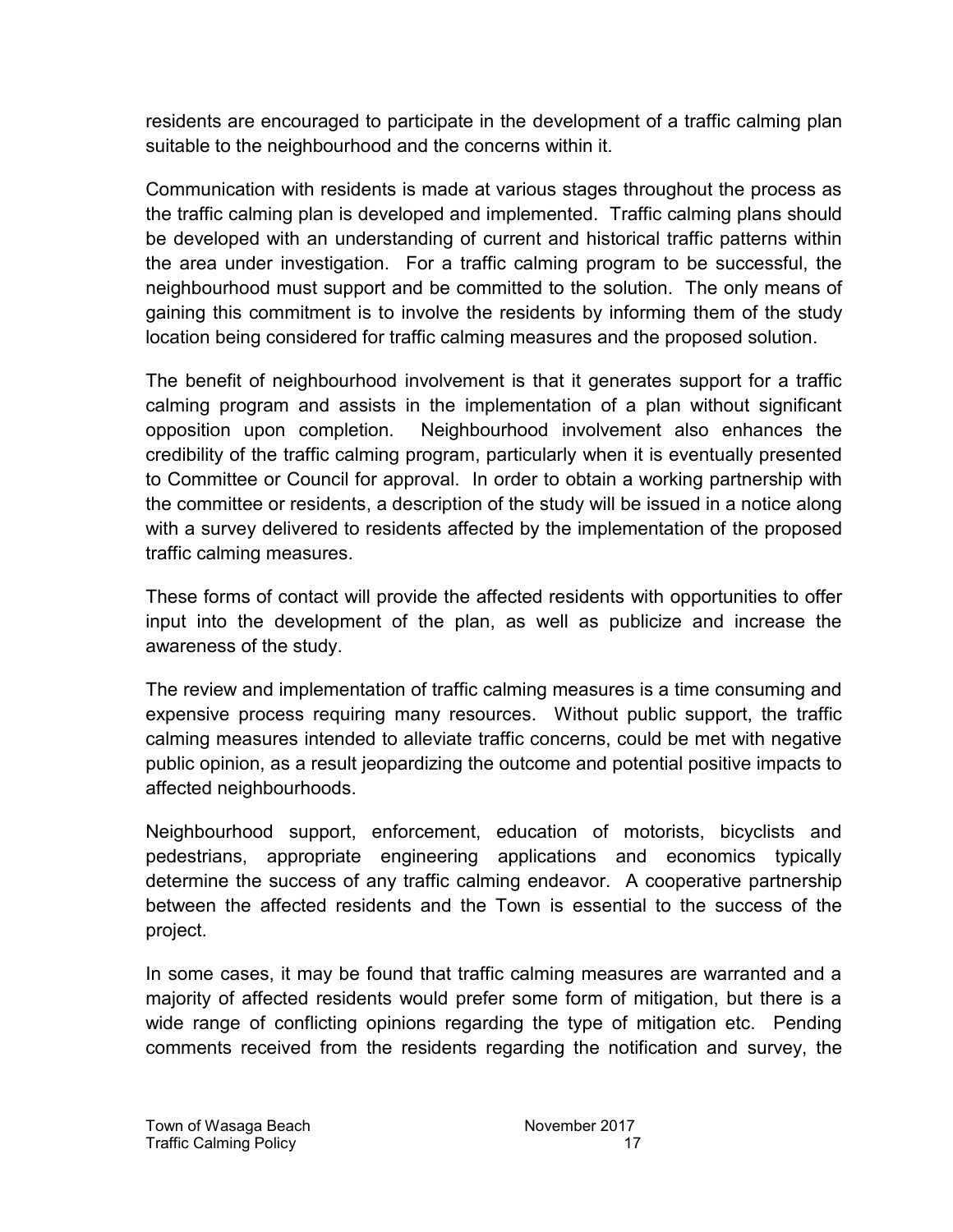residents are encouraged to participate in the development of a traffic calming plan suitable to the neighbourhood and the concerns within it.

Communication with residents is made at various stages throughout the process as the traffic calming plan is developed and implemented. Traffic calming plans should be developed with an understanding of current and historical traffic patterns within the area under investigation. For a traffic calming program to be successful, the neighbourhood must support and be committed to the solution. The only means of gaining this commitment is to involve the residents by informing them of the study location being considered for traffic calming measures and the proposed solution.

The benefit of neighbourhood involvement is that it generates support for a traffic calming program and assists in the implementation of a plan without significant opposition upon completion. Neighbourhood involvement also enhances the credibility of the traffic calming program, particularly when it is eventually presented to Committee or Council for approval. In order to obtain a working partnership with the committee or residents, a description of the study will be issued in a notice along with a survey delivered to residents affected by the implementation of the proposed traffic calming measures.

These forms of contact will provide the affected residents with opportunities to offer input into the development of the plan, as well as publicize and increase the awareness of the study.

The review and implementation of traffic calming measures is a time consuming and expensive process requiring many resources. Without public support, the traffic calming measures intended to alleviate traffic concerns, could be met with negative public opinion, as a result jeopardizing the outcome and potential positive impacts to affected neighbourhoods.

Neighbourhood support, enforcement, education of motorists, bicyclists and pedestrians, appropriate engineering applications and economics typically determine the success of any traffic calming endeavor. A cooperative partnership between the affected residents and the Town is essential to the success of the project.

In some cases, it may be found that traffic calming measures are warranted and a majority of affected residents would prefer some form of mitigation, but there is a wide range of conflicting opinions regarding the type of mitigation etc. Pending comments received from the residents regarding the notification and survey, the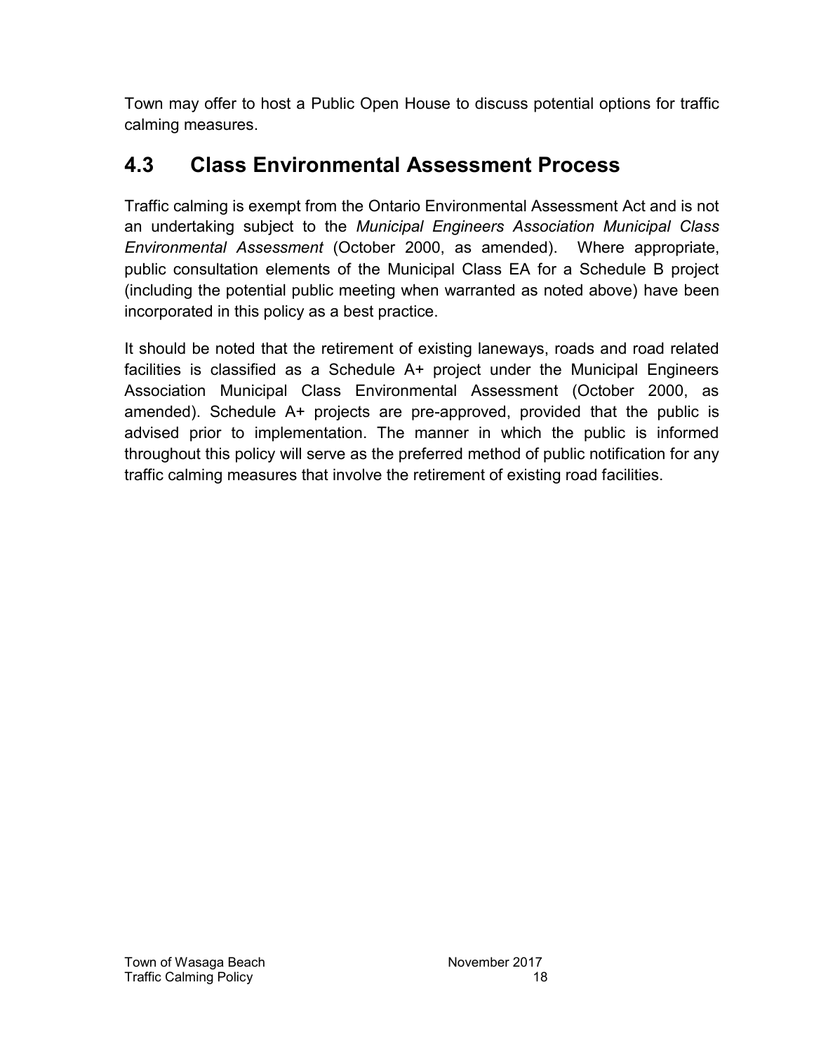Town may offer to host a Public Open House to discuss potential options for traffic calming measures.

## 4.3 Class Environmental Assessment Process

Traffic calming is exempt from the Ontario Environmental Assessment Act and is not an undertaking subject to the *Municipal Engineers Association Municipal Class Environmental Assessment* (October 2000, as amended). Where appropriate, public consultation elements of the Municipal Class EA for a Schedule B project (including the potential public meeting when warranted as noted above) have been incorporated in this policy as a best practice.

It should be noted that the retirement of existing laneways, roads and road related facilities is classified as a Schedule A+ project under the Municipal Engineers Association Municipal Class Environmental Assessment (October 2000, as amended). Schedule A+ projects are pre-approved, provided that the public is advised prior to implementation. The manner in which the public is informed throughout this policy will serve as the preferred method of public notification for any traffic calming measures that involve the retirement of existing road facilities.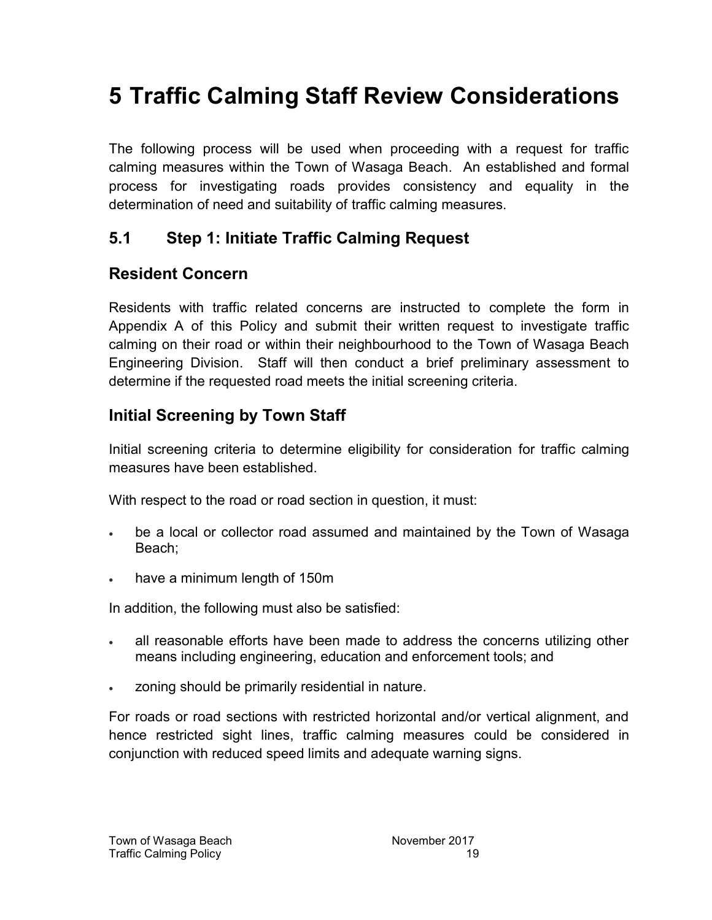# 5 Traffic Calming Staff Review Considerations

The following process will be used when proceeding with a request for traffic calming measures within the Town of Wasaga Beach. An established and formal process for investigating roads provides consistency and equality in the determination of need and suitability of traffic calming measures.

## 5.1 Step 1: Initiate Traffic Calming Request

### Resident Concern

Residents with traffic related concerns are instructed to complete the form in Appendix A of this Policy and submit their written request to investigate traffic calming on their road or within their neighbourhood to the Town of Wasaga Beach Engineering Division. Staff will then conduct a brief preliminary assessment to determine if the requested road meets the initial screening criteria.

### Initial Screening by Town Staff

Initial screening criteria to determine eligibility for consideration for traffic calming measures have been established.

With respect to the road or road section in question, it must:

- be a local or collector road assumed and maintained by the Town of Wasaga Beach;
- have a minimum length of 150m

In addition, the following must also be satisfied:

- all reasonable efforts have been made to address the concerns utilizing other means including engineering, education and enforcement tools; and
- zoning should be primarily residential in nature.

For roads or road sections with restricted horizontal and/or vertical alignment, and hence restricted sight lines, traffic calming measures could be considered in conjunction with reduced speed limits and adequate warning signs.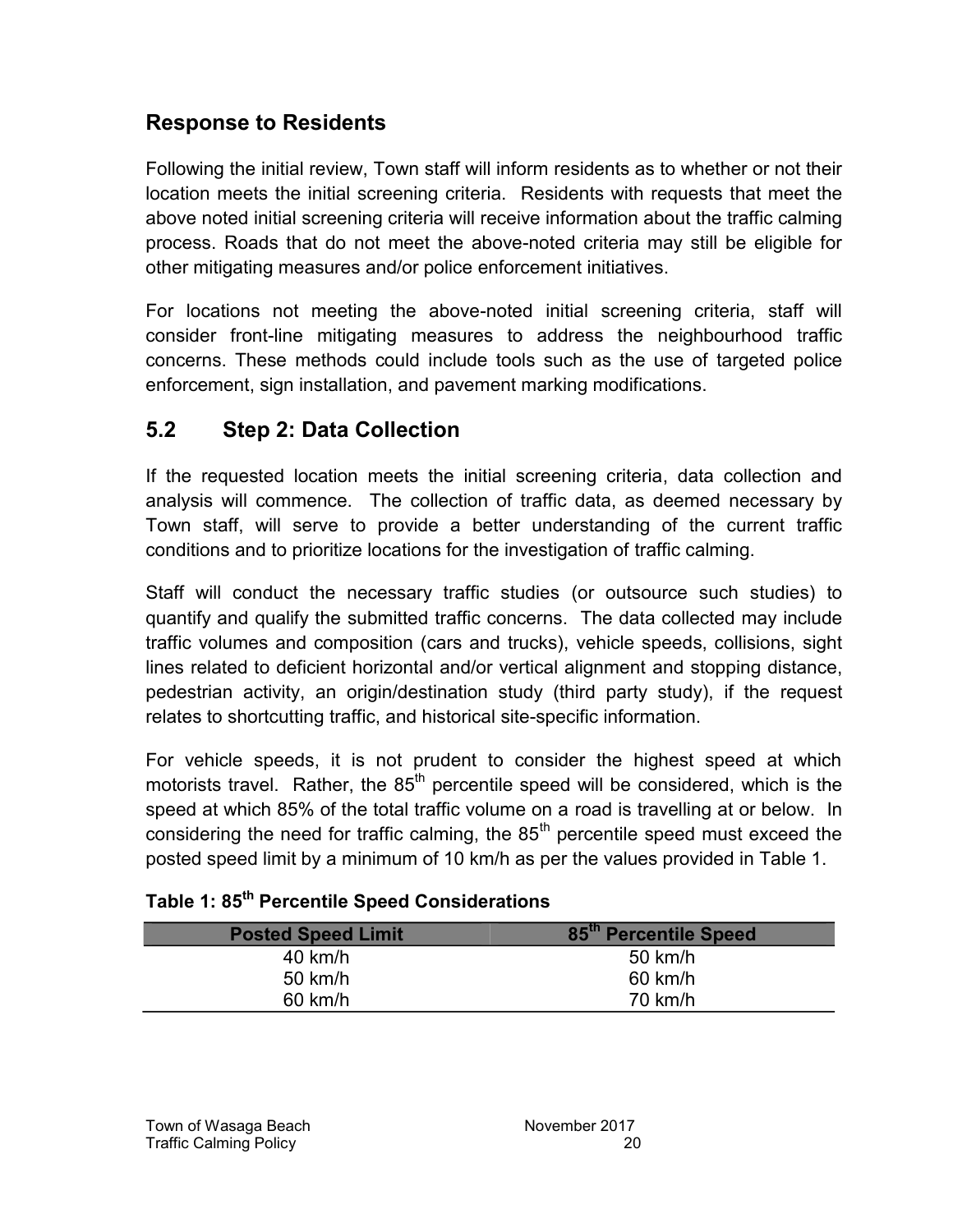## Response to Residents

Following the initial review, Town staff will inform residents as to whether or not their location meets the initial screening criteria. Residents with requests that meet the above noted initial screening criteria will receive information about the traffic calming process. Roads that do not meet the above-noted criteria may still be eligible for other mitigating measures and/or police enforcement initiatives.

For locations not meeting the above-noted initial screening criteria, staff will consider front-line mitigating measures to address the neighbourhood traffic concerns. These methods could include tools such as the use of targeted police enforcement, sign installation, and pavement marking modifications.

## 5.2 Step 2: Data Collection

If the requested location meets the initial screening criteria, data collection and analysis will commence. The collection of traffic data, as deemed necessary by Town staff, will serve to provide a better understanding of the current traffic conditions and to prioritize locations for the investigation of traffic calming.

Staff will conduct the necessary traffic studies (or outsource such studies) to quantify and qualify the submitted traffic concerns. The data collected may include traffic volumes and composition (cars and trucks), vehicle speeds, collisions, sight lines related to deficient horizontal and/or vertical alignment and stopping distance, pedestrian activity, an origin/destination study (third party study), if the request relates to shortcutting traffic, and historical site-specific information.

For vehicle speeds, it is not prudent to consider the highest speed at which motorists travel. Rather, the 85th percentile speed will be considered, which is the speed at which 85% of the total traffic volume on a road is travelling at or below. In considering the need for traffic calming, the 85th percentile speed must exceed the posted speed limit by a minimum of 10 km/h as per the values provided in Table 1.

**Table 1: 85th Percentile Speed Considerations**

| Posted Speed Limit | 85th Percentile Speed |
|---|---|
| 40 km/h | 50 km/h |
| 50 km/h | 60 km/h |
| 60 km/h | 70 km/h |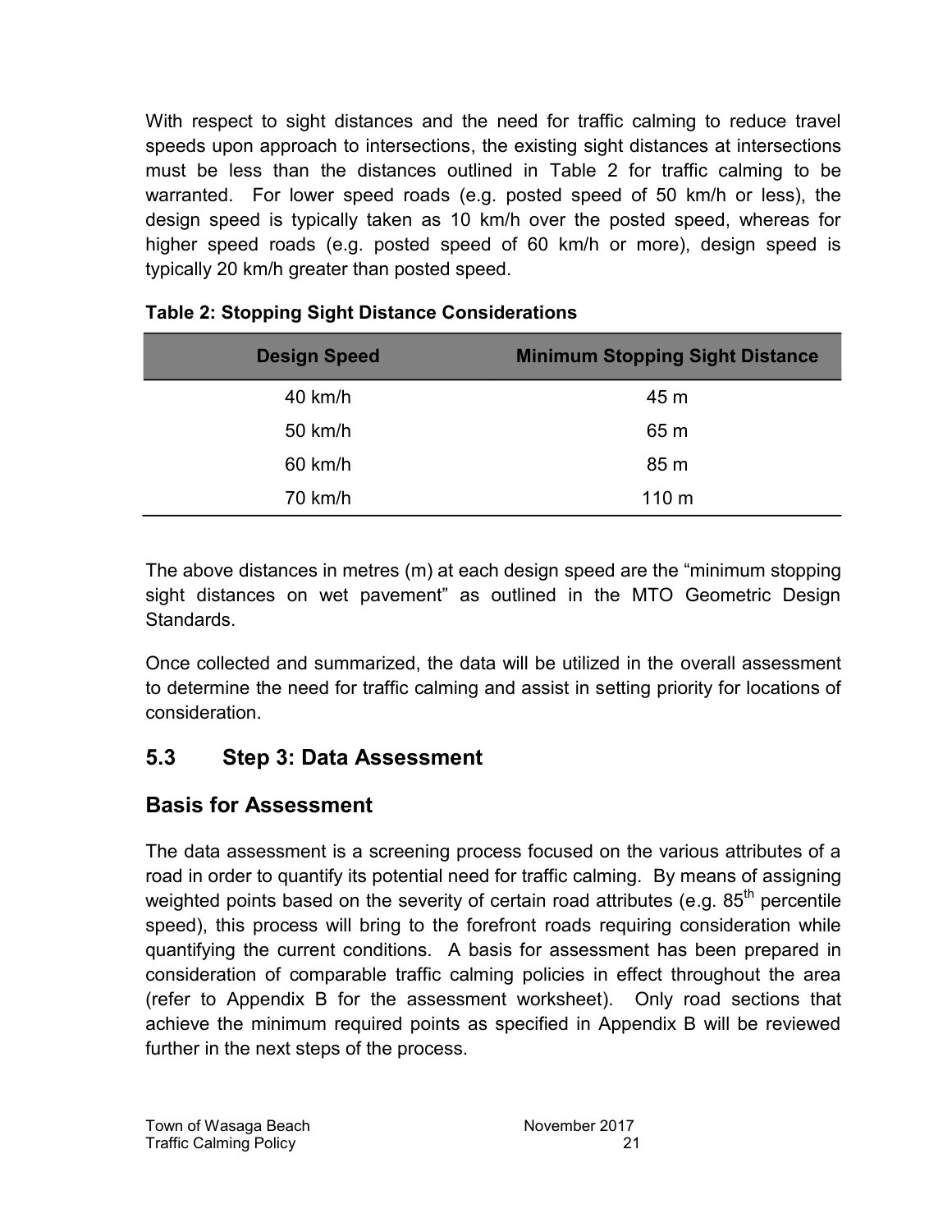With respect to sight distances and the need for traffic calming to reduce travel speeds upon approach to intersections, the existing sight distances at intersections must be less than the distances outlined in Table 2 for traffic calming to be warranted. For lower speed roads (e.g. posted speed of 50 km/h or less), the design speed is typically taken as 10 km/h over the posted speed, whereas for higher speed roads (e.g. posted speed of 60 km/h or more), design speed is typically 20 km/h greater than posted speed.

**Table 2: Stopping Sight Distance Considerations**

| Design Speed | Minimum Stopping Sight Distance |
|---|---|
| 40 km/h | 45 m |
| 50 km/h | 65 m |
| 60 km/h | 85 m |
| 70 km/h | 110 m |

The above distances in metres (m) at each design speed are the "minimum stopping sight distances on wet pavement" as outlined in the MTO Geometric Design Standards.

Once collected and summarized, the data will be utilized in the overall assessment to determine the need for traffic calming and assist in setting priority for locations of consideration.

## 5.3 Step 3: Data Assessment

## Basis for Assessment

The data assessment is a screening process focused on the various attributes of a road in order to quantify its potential need for traffic calming. By means of assigning weighted points based on the severity of certain road attributes (e.g. 85$^{th}$ percentile speed), this process will bring to the forefront roads requiring consideration while quantifying the current conditions. A basis for assessment has been prepared in consideration of comparable traffic calming policies in effect throughout the area (refer to Appendix B for the assessment worksheet). Only road sections that achieve the minimum required points as specified in Appendix B will be reviewed further in the next steps of the process.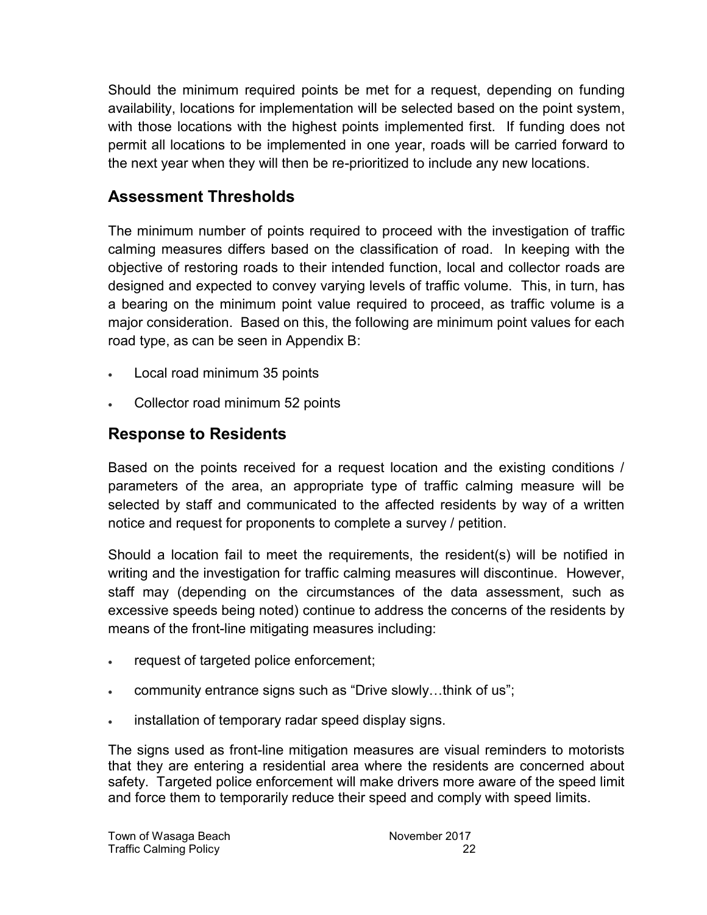Should the minimum required points be met for a request, depending on funding availability, locations for implementation will be selected based on the point system, with those locations with the highest points implemented first. If funding does not permit all locations to be implemented in one year, roads will be carried forward to the next year when they will then be re-prioritized to include any new locations.

## Assessment Thresholds

The minimum number of points required to proceed with the investigation of traffic calming measures differs based on the classification of road. In keeping with the objective of restoring roads to their intended function, local and collector roads are designed and expected to convey varying levels of traffic volume. This, in turn, has a bearing on the minimum point value required to proceed, as traffic volume is a major consideration. Based on this, the following are minimum point values for each road type, as can be seen in Appendix B:

- Local road minimum 35 points
- Collector road minimum 52 points

## Response to Residents

Based on the points received for a request location and the existing conditions / parameters of the area, an appropriate type of traffic calming measure will be selected by staff and communicated to the affected residents by way of a written notice and request for proponents to complete a survey / petition.

Should a location fail to meet the requirements, the resident(s) will be notified in writing and the investigation for traffic calming measures will discontinue. However, staff may (depending on the circumstances of the data assessment, such as excessive speeds being noted) continue to address the concerns of the residents by means of the front-line mitigating measures including:

- request of targeted police enforcement;
- community entrance signs such as “Drive slowly…think of us”;
- installation of temporary radar speed display signs.

The signs used as front-line mitigation measures are visual reminders to motorists that they are entering a residential area where the residents are concerned about safety. Targeted police enforcement will make drivers more aware of the speed limit and force them to temporarily reduce their speed and comply with speed limits.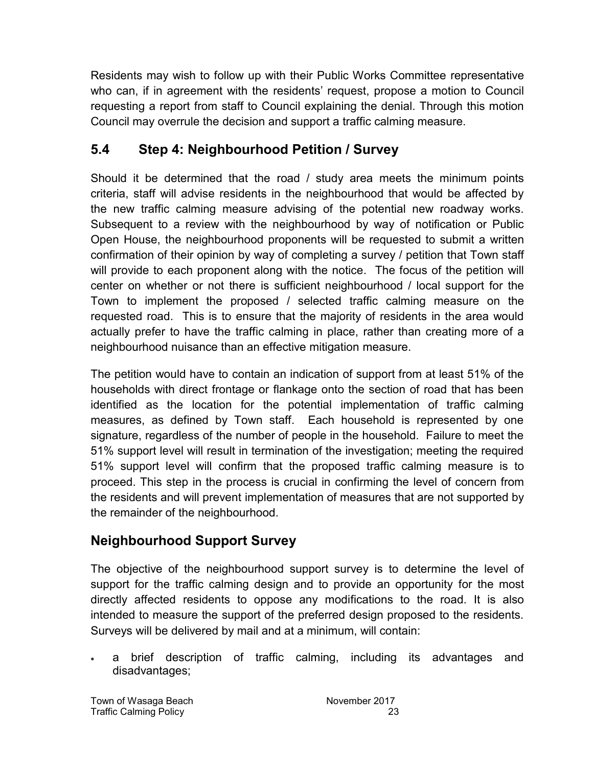Residents may wish to follow up with their Public Works Committee representative who can, if in agreement with the residents' request, propose a motion to Council requesting a report from staff to Council explaining the denial. Through this motion Council may overrule the decision and support a traffic calming measure.

## 5.4 Step 4: Neighbourhood Petition / Survey

Should it be determined that the road / study area meets the minimum points criteria, staff will advise residents in the neighbourhood that would be affected by the new traffic calming measure advising of the potential new roadway works. Subsequent to a review with the neighbourhood by way of notification or Public Open House, the neighbourhood proponents will be requested to submit a written confirmation of their opinion by way of completing a survey / petition that Town staff will provide to each proponent along with the notice. The focus of the petition will center on whether or not there is sufficient neighbourhood / local support for the Town to implement the proposed / selected traffic calming measure on the requested road. This is to ensure that the majority of residents in the area would actually prefer to have the traffic calming in place, rather than creating more of a neighbourhood nuisance than an effective mitigation measure.

The petition would have to contain an indication of support from at least 51% of the households with direct frontage or flankage onto the section of road that has been identified as the location for the potential implementation of traffic calming measures, as defined by Town staff. Each household is represented by one signature, regardless of the number of people in the household. Failure to meet the 51% support level will result in termination of the investigation; meeting the required 51% support level will confirm that the proposed traffic calming measure is to proceed. This step in the process is crucial in confirming the level of concern from the residents and will prevent implementation of measures that are not supported by the remainder of the neighbourhood.

## Neighbourhood Support Survey

The objective of the neighbourhood support survey is to determine the level of support for the traffic calming design and to provide an opportunity for the most directly affected residents to oppose any modifications to the road. It is also intended to measure the support of the preferred design proposed to the residents. Surveys will be delivered by mail and at a minimum, will contain:

- a brief description of traffic calming, including its advantages and disadvantages;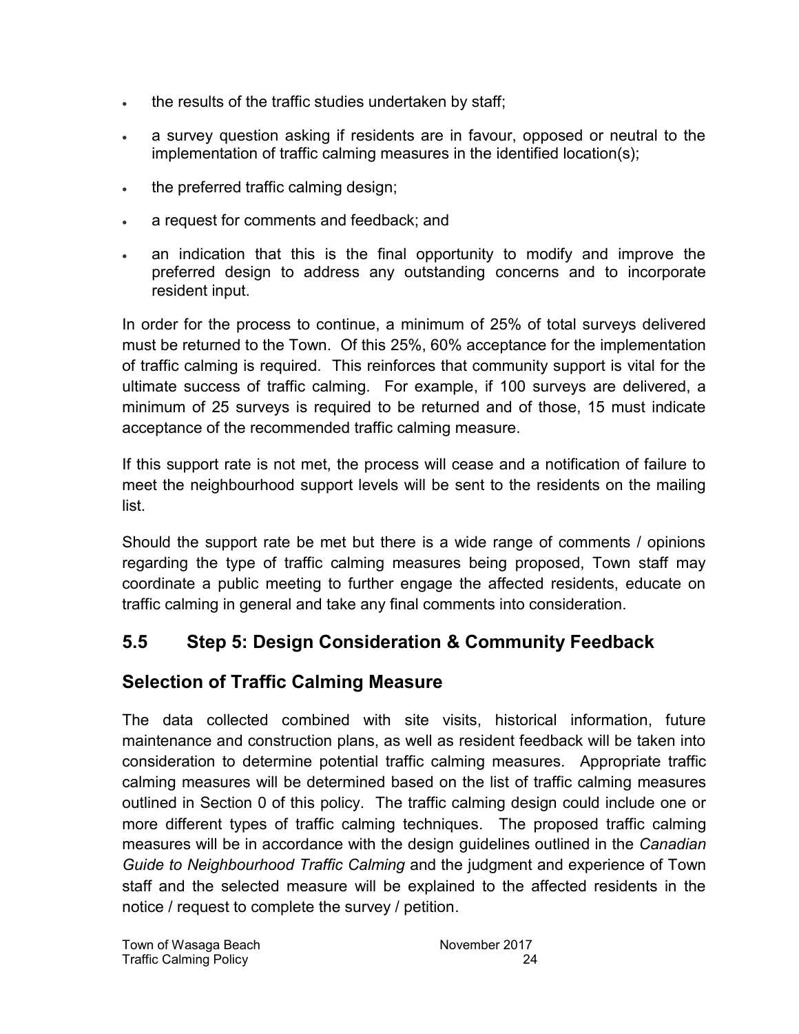- the results of the traffic studies undertaken by staff;
- a survey question asking if residents are in favour, opposed or neutral to the implementation of traffic calming measures in the identified location(s);
- the preferred traffic calming design;
- a request for comments and feedback; and
- an indication that this is the final opportunity to modify and improve the preferred design to address any outstanding concerns and to incorporate resident input.

In order for the process to continue, a minimum of 25% of total surveys delivered must be returned to the Town. Of this 25%, 60% acceptance for the implementation of traffic calming is required. This reinforces that community support is vital for the ultimate success of traffic calming. For example, if 100 surveys are delivered, a minimum of 25 surveys is required to be returned and of those, 15 must indicate acceptance of the recommended traffic calming measure.

If this support rate is not met, the process will cease and a notification of failure to meet the neighbourhood support levels will be sent to the residents on the mailing list.

Should the support rate be met but there is a wide range of comments / opinions regarding the type of traffic calming measures being proposed, Town staff may coordinate a public meeting to further engage the affected residents, educate on traffic calming in general and take any final comments into consideration.

## 5.5 Step 5: Design Consideration & Community Feedback

## Selection of Traffic Calming Measure

The data collected combined with site visits, historical information, future maintenance and construction plans, as well as resident feedback will be taken into consideration to determine potential traffic calming measures. Appropriate traffic calming measures will be determined based on the list of traffic calming measures outlined in Section 0 of this policy. The traffic calming design could include one or more different types of traffic calming techniques. The proposed traffic calming measures will be in accordance with the design guidelines outlined in the *Canadian Guide to Neighbourhood Traffic Calming* and the judgment and experience of Town staff and the selected measure will be explained to the affected residents in the notice / request to complete the survey / petition.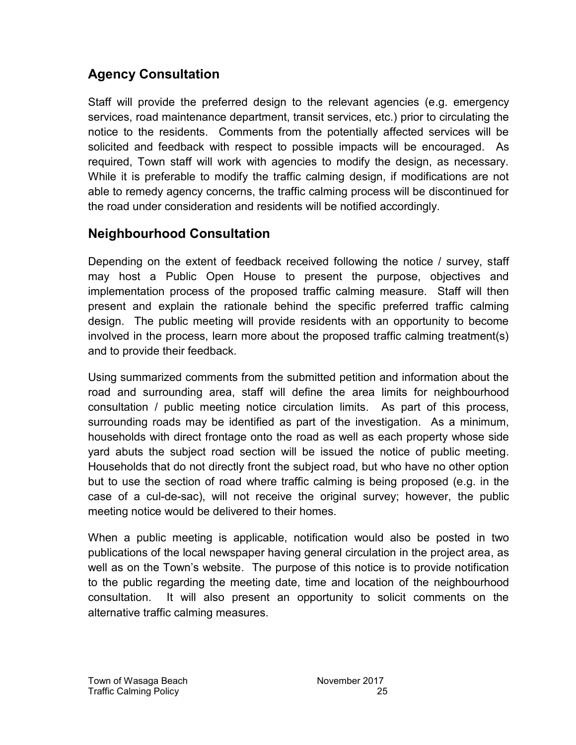## Agency Consultation

Staff will provide the preferred design to the relevant agencies (e.g. emergency services, road maintenance department, transit services, etc.) prior to circulating the notice to the residents. Comments from the potentially affected services will be solicited and feedback with respect to possible impacts will be encouraged. As required, Town staff will work with agencies to modify the design, as necessary. While it is preferable to modify the traffic calming design, if modifications are not able to remedy agency concerns, the traffic calming process will be discontinued for the road under consideration and residents will be notified accordingly.

## Neighbourhood Consultation

Depending on the extent of feedback received following the notice / survey, staff may host a Public Open House to present the purpose, objectives and implementation process of the proposed traffic calming measure. Staff will then present and explain the rationale behind the specific preferred traffic calming design. The public meeting will provide residents with an opportunity to become involved in the process, learn more about the proposed traffic calming treatment(s) and to provide their feedback.

Using summarized comments from the submitted petition and information about the road and surrounding area, staff will define the area limits for neighbourhood consultation / public meeting notice circulation limits. As part of this process, surrounding roads may be identified as part of the investigation. As a minimum, households with direct frontage onto the road as well as each property whose side yard abuts the subject road section will be issued the notice of public meeting. Households that do not directly front the subject road, but who have no other option but to use the section of road where traffic calming is being proposed (e.g. in the case of a cul-de-sac), will not receive the original survey; however, the public meeting notice would be delivered to their homes.

When a public meeting is applicable, notification would also be posted in two publications of the local newspaper having general circulation in the project area, as well as on the Town's website. The purpose of this notice is to provide notification to the public regarding the meeting date, time and location of the neighbourhood consultation. It will also present an opportunity to solicit comments on the alternative traffic calming measures.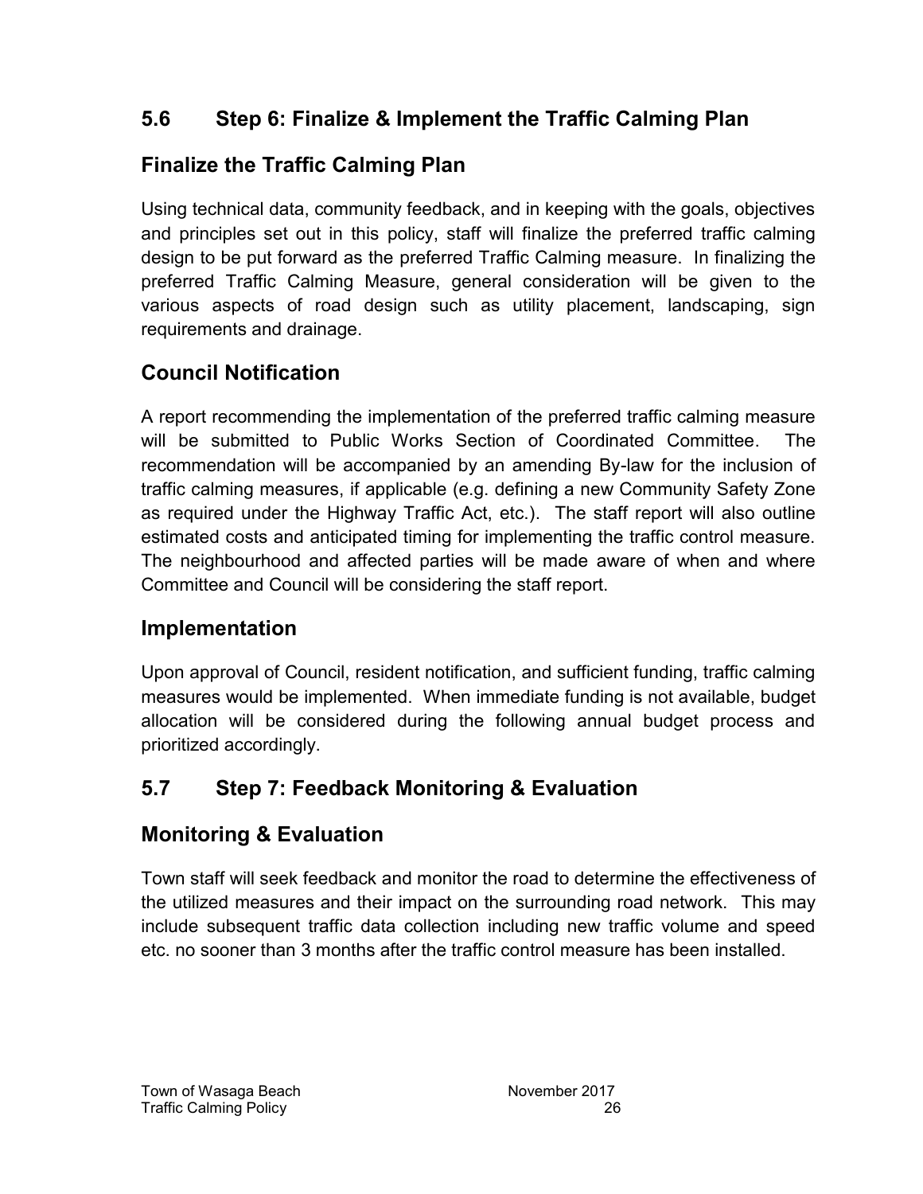## 5.6 Step 6: Finalize & Implement the Traffic Calming Plan

### Finalize the Traffic Calming Plan

Using technical data, community feedback, and in keeping with the goals, objectives and principles set out in this policy, staff will finalize the preferred traffic calming design to be put forward as the preferred Traffic Calming measure. In finalizing the preferred Traffic Calming Measure, general consideration will be given to the various aspects of road design such as utility placement, landscaping, sign requirements and drainage.

### Council Notification

A report recommending the implementation of the preferred traffic calming measure will be submitted to Public Works Section of Coordinated Committee. The recommendation will be accompanied by an amending By-law for the inclusion of traffic calming measures, if applicable (e.g. defining a new Community Safety Zone as required under the Highway Traffic Act, etc.). The staff report will also outline estimated costs and anticipated timing for implementing the traffic control measure. The neighbourhood and affected parties will be made aware of when and where Committee and Council will be considering the staff report.

### Implementation

Upon approval of Council, resident notification, and sufficient funding, traffic calming measures would be implemented. When immediate funding is not available, budget allocation will be considered during the following annual budget process and prioritized accordingly.

## 5.7 Step 7: Feedback Monitoring & Evaluation

### Monitoring & Evaluation

Town staff will seek feedback and monitor the road to determine the effectiveness of the utilized measures and their impact on the surrounding road network. This may include subsequent traffic data collection including new traffic volume and speed etc. no sooner than 3 months after the traffic control measure has been installed.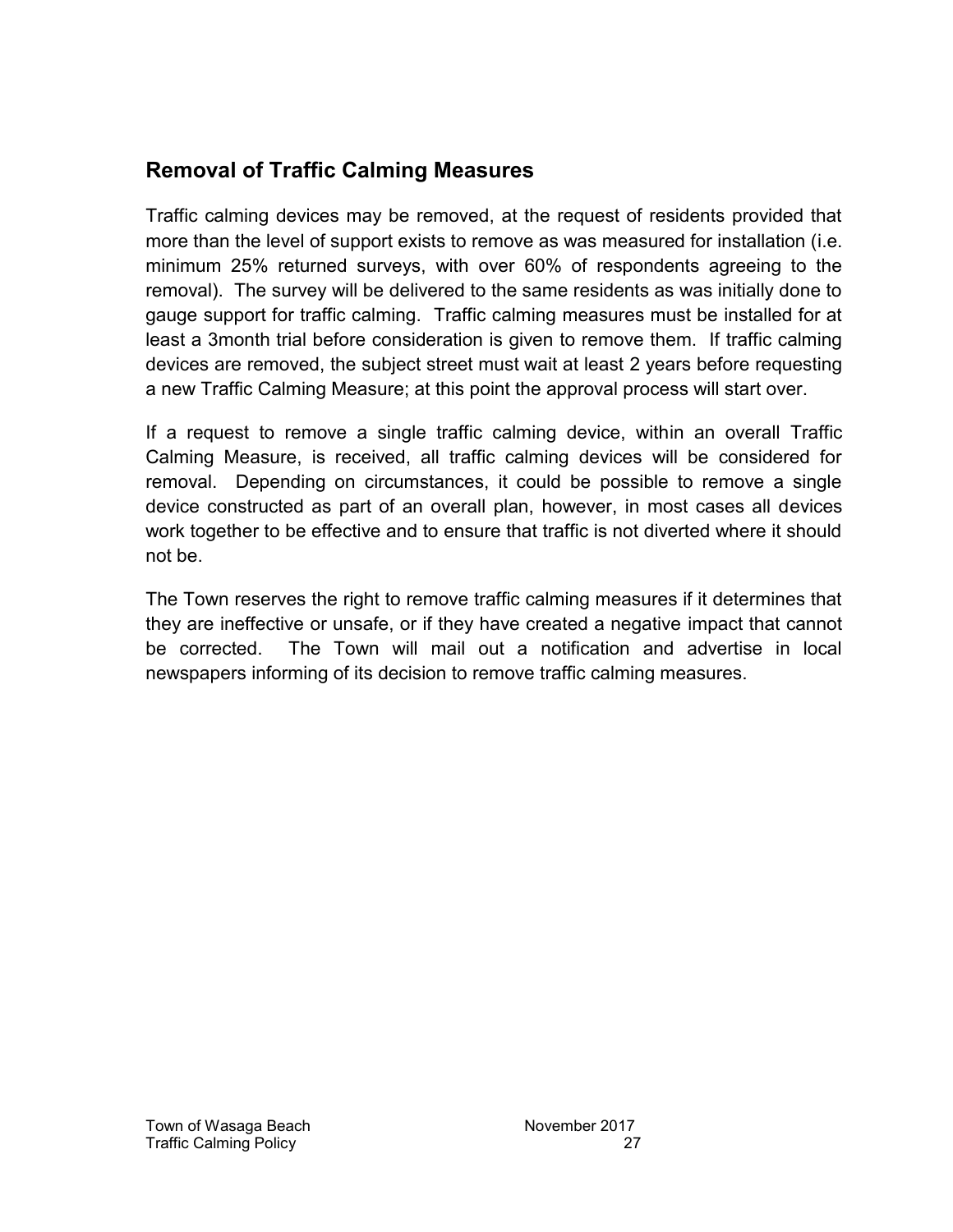## Removal of Traffic Calming Measures

Traffic calming devices may be removed, at the request of residents provided that more than the level of support exists to remove as was measured for installation (i.e. minimum 25% returned surveys, with over 60% of respondents agreeing to the removal). The survey will be delivered to the same residents as was initially done to gauge support for traffic calming. Traffic calming measures must be installed for at least a 3month trial before consideration is given to remove them. If traffic calming devices are removed, the subject street must wait at least 2 years before requesting a new Traffic Calming Measure; at this point the approval process will start over.

If a request to remove a single traffic calming device, within an overall Traffic Calming Measure, is received, all traffic calming devices will be considered for removal. Depending on circumstances, it could be possible to remove a single device constructed as part of an overall plan, however, in most cases all devices work together to be effective and to ensure that traffic is not diverted where it should not be.

The Town reserves the right to remove traffic calming measures if it determines that they are ineffective or unsafe, or if they have created a negative impact that cannot be corrected. The Town will mail out a notification and advertise in local newspapers informing of its decision to remove traffic calming measures.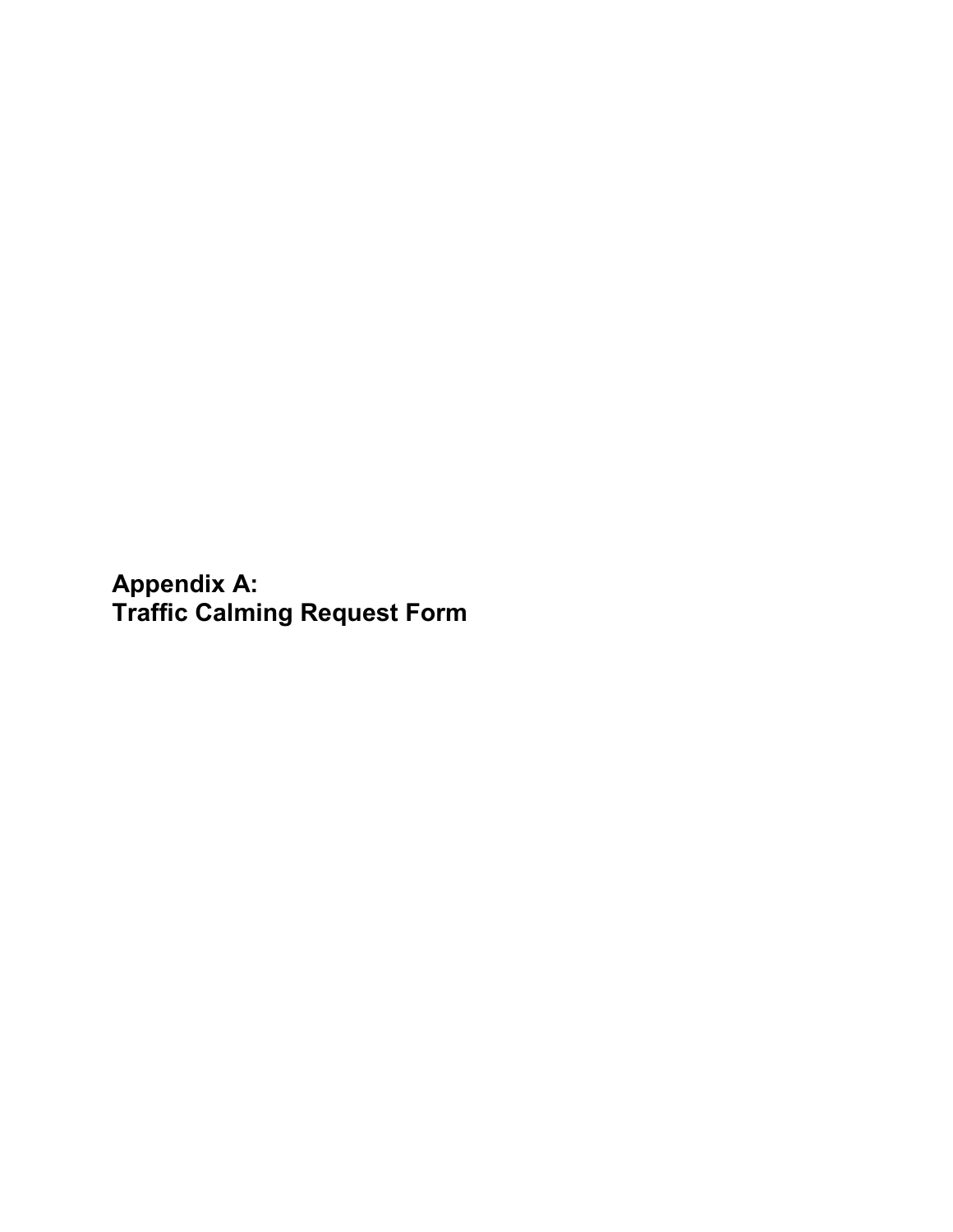# Appendix A:
# Traffic Calming Request Form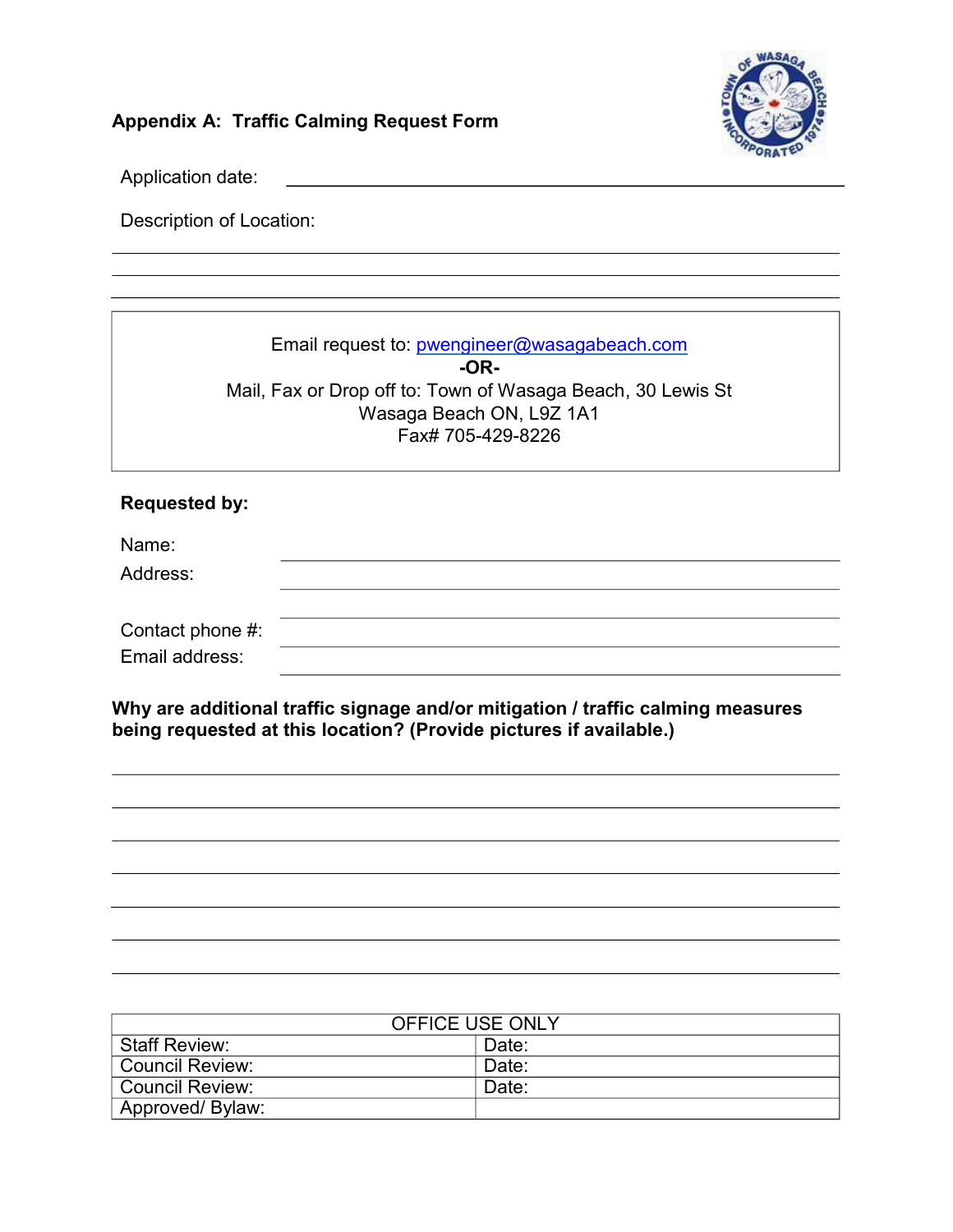## Appendix A: Traffic Calming Request Form

Application date: ______________________________

Description of Location:

______________________________

______________________________

______________________________

Email request to: pwengineer@wasagabeach.com

**-OR-**

Mail, Fax or Drop off to: Town of Wasaga Beach, 30 Lewis St
Wasaga Beach ON, L9Z 1A1
Fax# 705-429-8226

**Requested by:**

Name: ______________________________

Address: ______________________________

______________________________

Contact phone #: ______________________________

Email address: ______________________________

**Why are additional traffic signage and/or mitigation / traffic calming measures being requested at this location? (Provide pictures if available.)**

______________________________

______________________________

______________________________

______________________________

______________________________

______________________________

______________________________

| OFFICE USE ONLY | |
|---|---|
| Staff Review: | Date: |
| Council Review: | Date: |
| Council Review: | Date: |
| Approved/ Bylaw: | |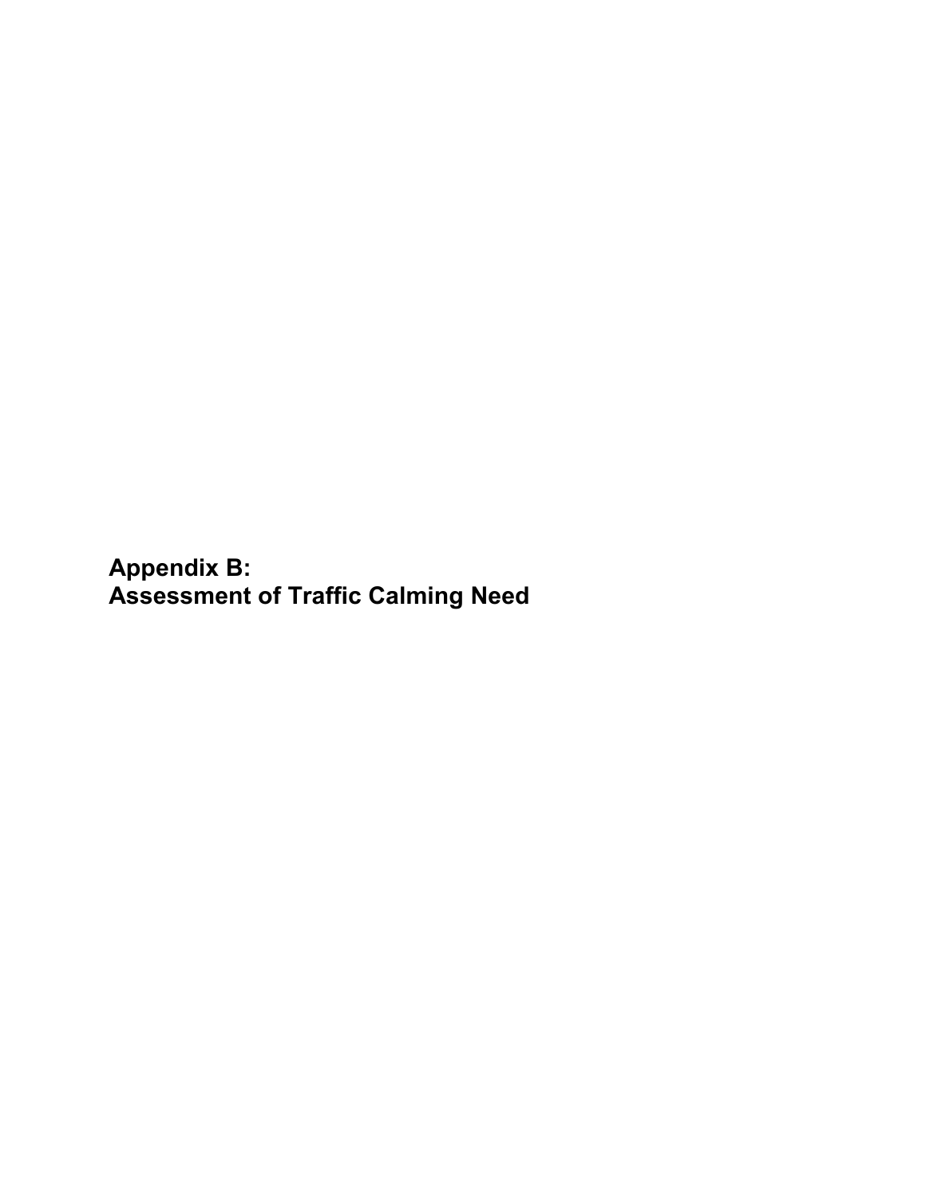# Appendix B:
# Assessment of Traffic Calming Need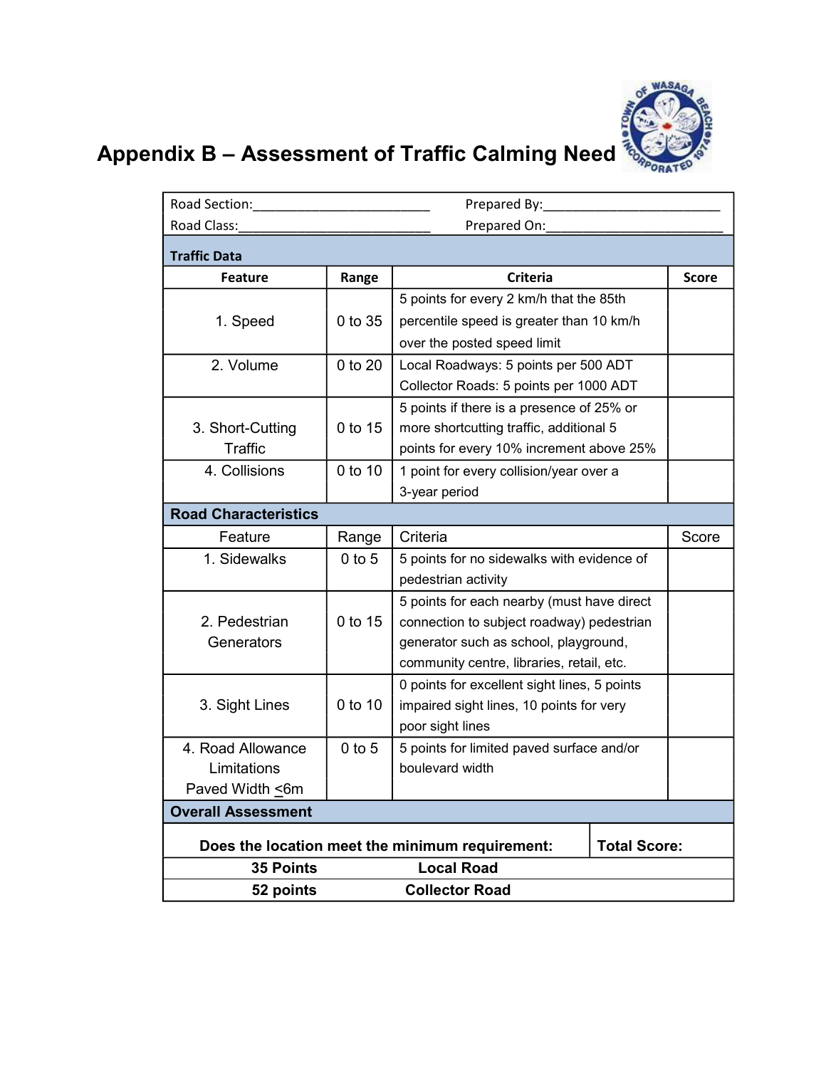# Appendix B – Assessment of Traffic Calming Need

Road Section:\_\_\_\_\_\_\_\_\_\_\_\_\_\_\_\_\_\_\_\_\_\_\_\_ Prepared By:\_\_\_\_\_\_\_\_\_\_\_\_\_\_\_\_\_\_\_\_\_\_\_\_

Road Class:\_\_\_\_\_\_\_\_\_\_\_\_\_\_\_\_\_\_\_\_\_\_\_\_\_\_ Prepared On:\_\_\_\_\_\_\_\_\_\_\_\_\_\_\_\_\_\_\_\_\_\_\_\_

**Traffic Data**

| Feature | Range | Criteria | Score |
|---|---|---|---|
| 1. Speed | 0 to 35 | 5 points for every 2 km/h that the 85th percentile speed is greater than 10 km/h over the posted speed limit | |
| 2. Volume | 0 to 20 | Local Roadways: 5 points per 500 ADT<br>Collector Roads: 5 points per 1000 ADT | |
| 3. Short-Cutting Traffic | 0 to 15 | 5 points if there is a presence of 25% or more shortcutting traffic, additional 5 points for every 10% increment above 25% | |
| 4. Collisions | 0 to 10 | 1 point for every collision/year over a 3-year period | |

**Road Characteristics**

| Feature | Range | Criteria | Score |
|---|---|---|---|
| 1. Sidewalks | 0 to 5 | 5 points for no sidewalks with evidence of pedestrian activity | |
| 2. Pedestrian Generators | 0 to 15 | 5 points for each nearby (must have direct connection to subject roadway) pedestrian generator such as school, playground, community centre, libraries, retail, etc. | |
| 3. Sight Lines | 0 to 10 | 0 points for excellent sight lines, 5 points impaired sight lines, 10 points for very poor sight lines | |
| 4. Road Allowance Limitations Paved Width <6m | 0 to 5 | 5 points for limited paved surface and/or boulevard width | |

**Overall Assessment**

| | |
|---|---|
| **Does the location meet the minimum requirement:** | **Total Score:** |
| **35 Points** | **Local Road** |
| **52 points** | **Collector Road** |